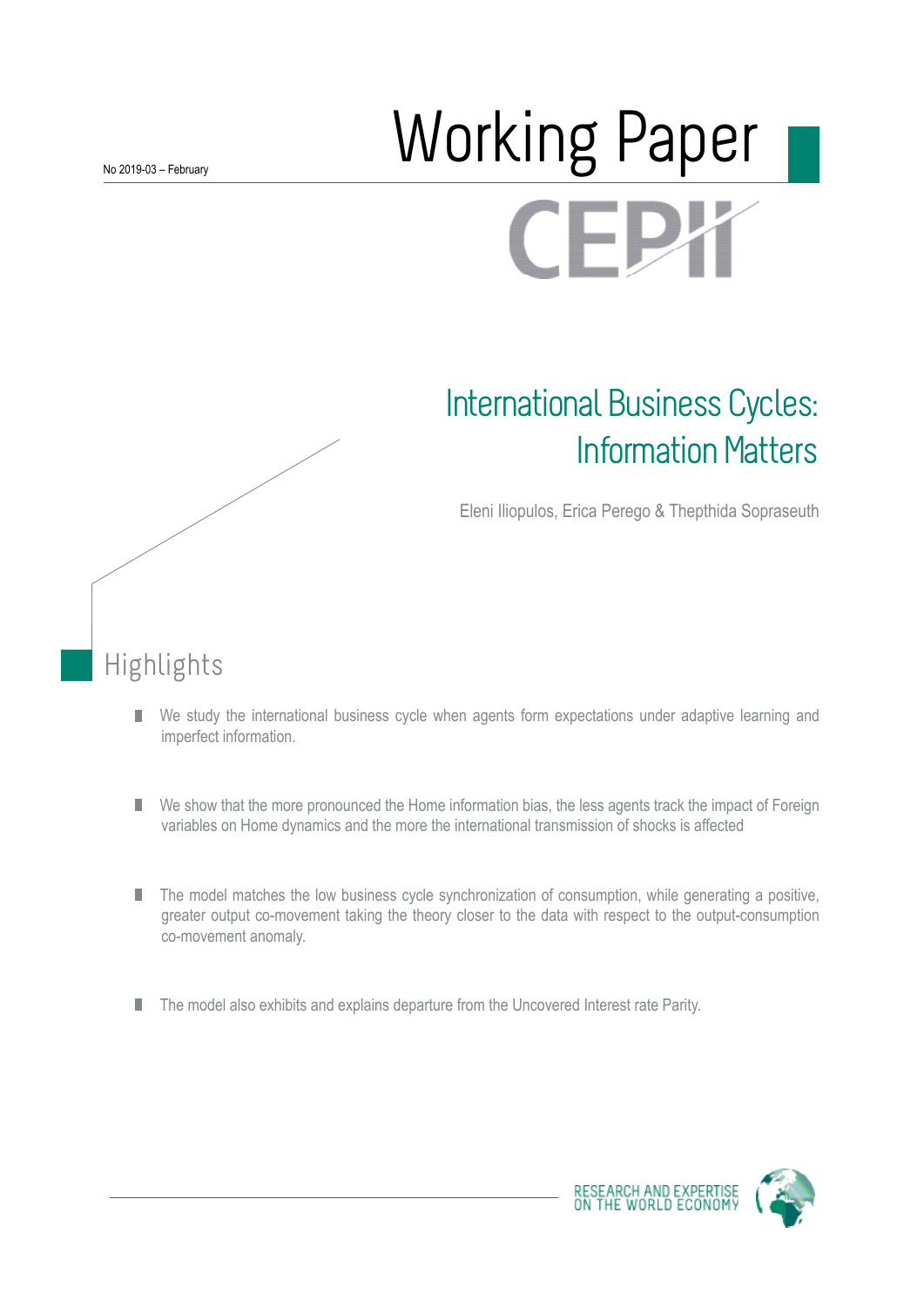No 2019-03 – February

# Working Paper

# International Business Cycles: Information Matters

Eleni Iliopulos, Erica Perego & Thepthida Sopraseuth

## Highlights

- We study the international business cycle when agents form expectations under adaptive learning and imperfect information.
- We show that the more pronounced the Home information bias, the less agents track the impact of Foreign variables on Home dynamics and the more the international transmission of shocks is affected
- The model matches the low business cycle synchronization of consumption, while generating a positive, greater output co-movement taking the theory closer to the data with respect to the output-consumption co-movement anomaly.
- The model also exhibits and explains departure from the Uncovered Interest rate Parity.

RESEARCH AND EXPERTISE ON THE WORLD ECONOMY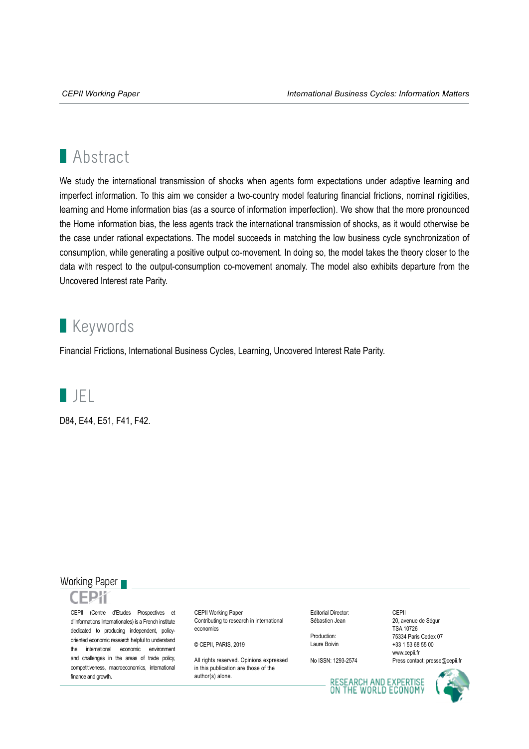## Abstract

We study the international transmission of shocks when agents form expectations under adaptive learning and imperfect information. To this aim we consider a two-country model featuring financial frictions, nominal rigidities, learning and Home information bias (as a source of information imperfection). We show that the more pronounced the Home information bias, the less agents track the international transmission of shocks, as it would otherwise be the case under rational expectations. The model succeeds in matching the low business cycle synchronization of consumption, while generating a positive output co-movement. In doing so, the model takes the theory closer to the data with respect to the output-consumption co-movement anomaly. The model also exhibits departure from the Uncovered Interest rate Parity.

## Keywords

Financial Frictions, International Business Cycles, Learning, Uncovered Interest Rate Parity.

## JEL

D84, E44, E51, F41, F42.

Working Paper

CEPII

CEPII (Centre d'Etudes Prospectives et d'Informations Internationales) is a French institute dedicated to producing independent, policy-oriented economic research helpful to understand the international economic environment and challenges in the areas of trade policy, competitiveness, macroeconomics, international finance and growth.

CEPII Working Paper
Contributing to research in international economics

© CEPII, PARIS, 2019

All rights reserved. Opinions expressed in this publication are those of the author(s) alone.

Editorial Director:
Sébastien Jean

Production:
Laure Boivin

No ISSN: 1293-2574

CEPII
20, avenue de Ségur
TSA 10726
75334 Paris Cedex 07
+33 1 53 68 55 00
www.cepii.fr
Press contact: presse@cepii.fr

RESEARCH AND EXPERTISE ON THE WORLD ECONOMY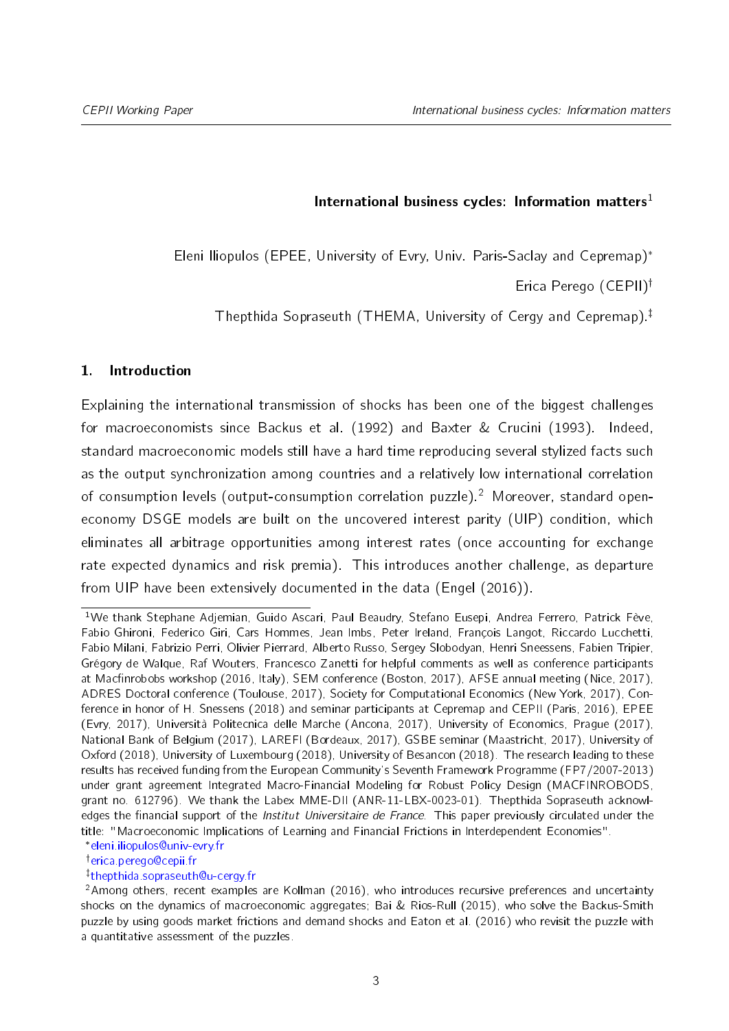**International business cycles: Information matters**[1]

Eleni Iliopulos (EPEE, University of Evry, Univ. Paris-Saclay and Cepremap)[*]

Erica Perego (CEPII)[†]

Thepthida Sopraseuth (THEMA, University of Cergy and Cepremap).[‡]

## 1. Introduction

Explaining the international transmission of shocks has been one of the biggest challenges for macroeconomists since Backus et al. (1992) and Baxter & Crucini (1993). Indeed, standard macroeconomic models still have a hard time reproducing several stylized facts such as the output synchronization among countries and a relatively low international correlation of consumption levels (output-consumption correlation puzzle).[2] Moreover, standard open-economy DSGE models are built on the uncovered interest parity (UIP) condition, which eliminates all arbitrage opportunities among interest rates (once accounting for exchange rate expected dynamics and risk premia). This introduces another challenge, as departure from UIP have been extensively documented in the data (Engel (2016)).

[1] We thank Stephane Adjemian, Guido Ascari, Paul Beaudry, Stefano Eusepi, Andrea Ferrero, Patrick Fève, Fabio Ghironi, Federico Giri, Cars Hommes, Jean Imbs, Peter Ireland, François Langot, Riccardo Lucchetti, Fabio Milani, Fabrizio Perri, Olivier Pierrard, Alberto Russo, Sergey Slobodyan, Henri Sneessens, Fabien Tripier, Grégory de Walque, Raf Wouters, Francesco Zanetti for helpful comments as well as conference participants at Macfinrobobs workshop (2016, Italy), SEM conference (Boston, 2017), AFSE annual meeting (Nice, 2017), ADRES Doctoral conference (Toulouse, 2017), Society for Computational Economics (New York, 2017), Conference in honor of H. Snessens (2018) and seminar participants at Cepremap and CEPII (Paris, 2016), EPEE (Evry, 2017), Università Politecnica delle Marche (Ancona, 2017), University of Economics, Prague (2017), National Bank of Belgium (2017), LAREFI (Bordeaux, 2017), GSBE seminar (Maastricht, 2017), University of Oxford (2018), University of Luxembourg (2018), University of Besancon (2018). The research leading to these results has received funding from the European Community's Seventh Framework Programme (FP7/2007-2013) under grant agreement Integrated Macro-Financial Modeling for Robust Policy Design (MACFINROBODS, grant no. 612796). We thank the Labex MME-DII (ANR-11-LBX-0023-01). Thepthida Sopraseuth acknowledges the financial support of the *Institut Universitaire de France*. This paper previously circulated under the title: "Macroeconomic Implications of Learning and Financial Frictions in Interdependent Economies".

[*] eleni.iliopulos@univ-evry.fr

[†] erica.perego@cepii.fr

[‡] thepthida.sopraseuth@u-cergy.fr

[2] Among others, recent examples are Kollman (2016), who introduces recursive preferences and uncertainty shocks on the dynamics of macroeconomic aggregates; Bai & Rios-Rull (2015), who solve the Backus-Smith puzzle by using goods market frictions and demand shocks and Eaton et al. (2016) who revisit the puzzle with a quantitative assessment of the puzzles.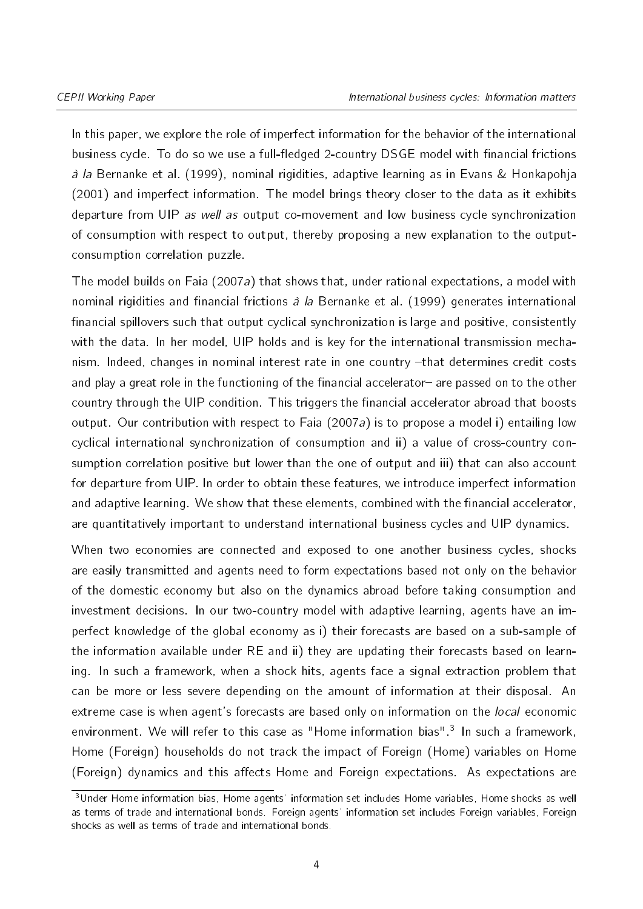In this paper, we explore the role of imperfect information for the behavior of the international business cycle. To do so we use a full-fledged 2-country DSGE model with financial frictions *à la* Bernanke et al. (1999), nominal rigidities, adaptive learning as in Evans & Honkapohja (2001) and imperfect information. The model brings theory closer to the data as it exhibits departure from UIP *as well as* output co-movement and low business cycle synchronization of consumption with respect to output, thereby proposing a new explanation to the output-consumption correlation puzzle.

The model builds on Faia (2007*a*) that shows that, under rational expectations, a model with nominal rigidities and financial frictions *à la* Bernanke et al. (1999) generates international financial spillovers such that output cyclical synchronization is large and positive, consistently with the data. In her model, UIP holds and is key for the international transmission mechanism. Indeed, changes in nominal interest rate in one country –that determines credit costs and play a great role in the functioning of the financial accelerator– are passed on to the other country through the UIP condition. This triggers the financial accelerator abroad that boosts output. Our contribution with respect to Faia (2007*a*) is to propose a model i) entailing low cyclical international synchronization of consumption and ii) a value of cross-country consumption correlation positive but lower than the one of output and iii) that can also account for departure from UIP. In order to obtain these features, we introduce imperfect information and adaptive learning. We show that these elements, combined with the financial accelerator, are quantitatively important to understand international business cycles and UIP dynamics.

When two economies are connected and exposed to one another business cycles, shocks are easily transmitted and agents need to form expectations based not only on the behavior of the domestic economy but also on the dynamics abroad before taking consumption and investment decisions. In our two-country model with adaptive learning, agents have an imperfect knowledge of the global economy as i) their forecasts are based on a sub-sample of the information available under RE and ii) they are updating their forecasts based on learning. In such a framework, when a shock hits, agents face a signal extraction problem that can be more or less severe depending on the amount of information at their disposal. An extreme case is when agent's forecasts are based only on information on the *local* economic environment. We will refer to this case as "Home information bias".[3] In such a framework, Home (Foreign) households do not track the impact of Foreign (Home) variables on Home (Foreign) dynamics and this affects Home and Foreign expectations. As expectations are

[3] Under Home information bias, Home agents' information set includes Home variables, Home shocks as well as terms of trade and international bonds. Foreign agents' information set includes Foreign variables, Foreign shocks as well as terms of trade and international bonds.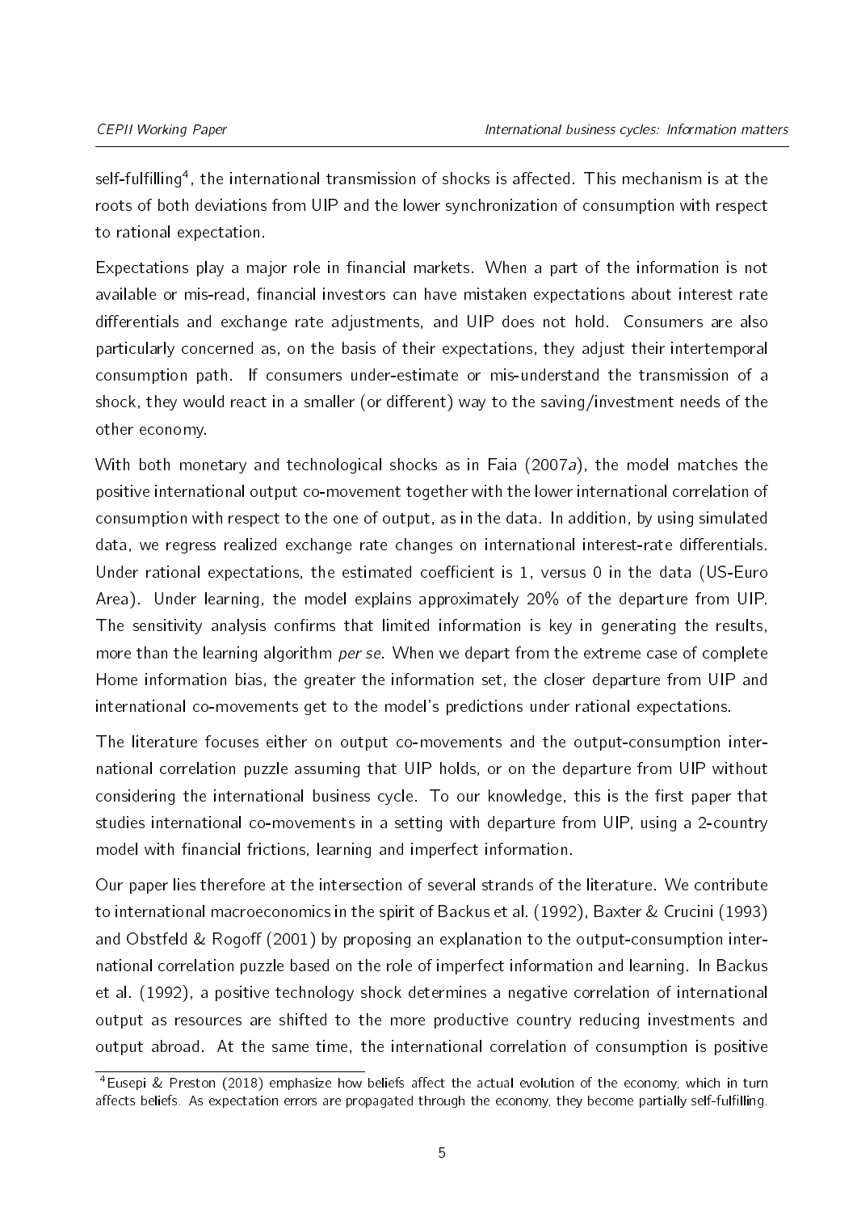self-fulfilling[4], the international transmission of shocks is affected. This mechanism is at the roots of both deviations from UIP and the lower synchronization of consumption with respect to rational expectation.

Expectations play a major role in financial markets. When a part of the information is not available or mis-read, financial investors can have mistaken expectations about interest rate differentials and exchange rate adjustments, and UIP does not hold. Consumers are also particularly concerned as, on the basis of their expectations, they adjust their intertemporal consumption path. If consumers under-estimate or mis-understand the transmission of a shock, they would react in a smaller (or different) way to the saving/investment needs of the other economy.

With both monetary and technological shocks as in Faia (2007*a*), the model matches the positive international output co-movement together with the lower international correlation of consumption with respect to the one of output, as in the data. In addition, by using simulated data, we regress realized exchange rate changes on international interest-rate differentials. Under rational expectations, the estimated coefficient is 1, versus 0 in the data (US-Euro Area). Under learning, the model explains approximately 20% of the departure from UIP. The sensitivity analysis confirms that limited information is key in generating the results, more than the learning algorithm *per se*. When we depart from the extreme case of complete Home information bias, the greater the information set, the closer departure from UIP and international co-movements get to the model's predictions under rational expectations.

The literature focuses either on output co-movements and the output-consumption international correlation puzzle assuming that UIP holds, or on the departure from UIP without considering the international business cycle. To our knowledge, this is the first paper that studies international co-movements in a setting with departure from UIP, using a 2-country model with financial frictions, learning and imperfect information.

Our paper lies therefore at the intersection of several strands of the literature. We contribute to international macroeconomics in the spirit of Backus et al. (1992), Baxter & Crucini (1993) and Obstfeld & Rogoff (2001) by proposing an explanation to the output-consumption international correlation puzzle based on the role of imperfect information and learning. In Backus et al. (1992), a positive technology shock determines a negative correlation of international output as resources are shifted to the more productive country reducing investments and output abroad. At the same time, the international correlation of consumption is positive

[4] Eusepi & Preston (2018) emphasize how beliefs affect the actual evolution of the economy, which in turn affects beliefs. As expectation errors are propagated through the economy, they become partially self-fulfilling.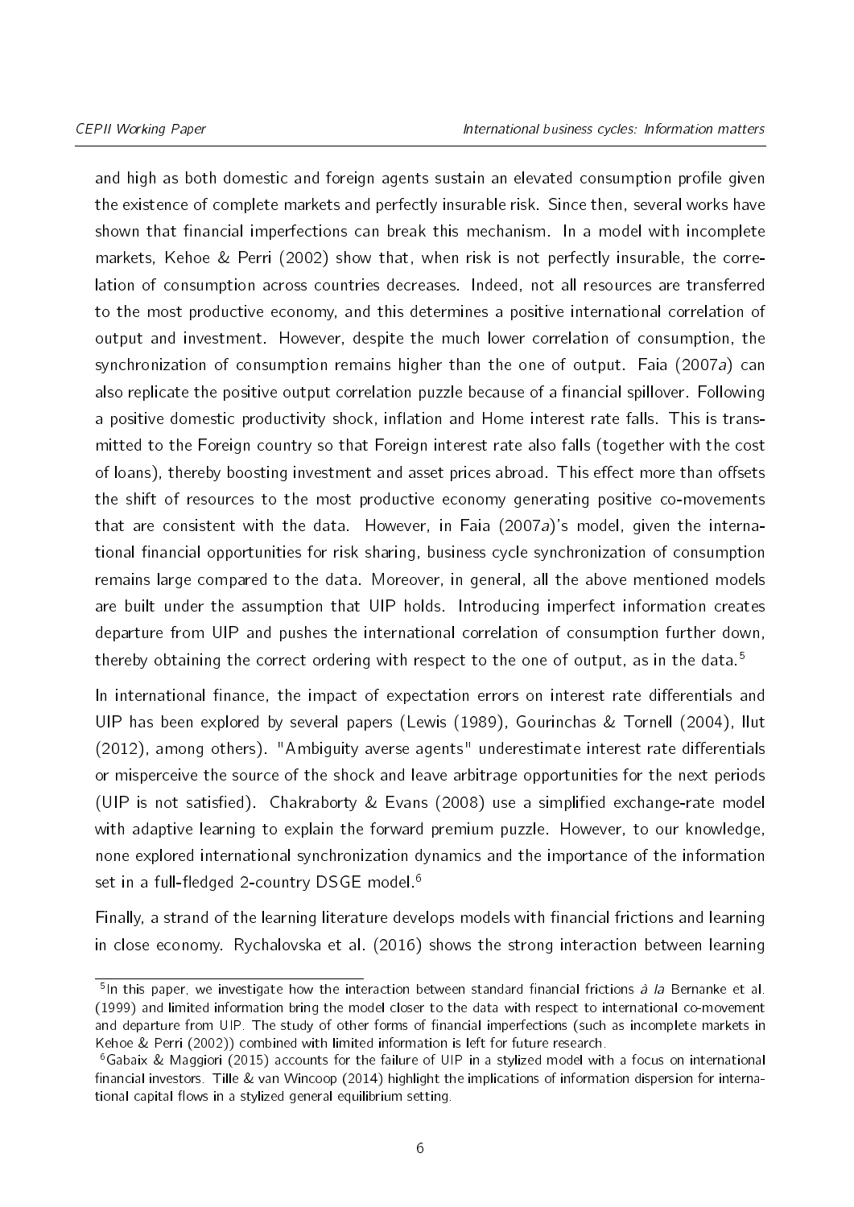and high as both domestic and foreign agents sustain an elevated consumption profile given the existence of complete markets and perfectly insurable risk. Since then, several works have shown that financial imperfections can break this mechanism. In a model with incomplete markets, Kehoe & Perri (2002) show that, when risk is not perfectly insurable, the correlation of consumption across countries decreases. Indeed, not all resources are transferred to the most productive economy, and this determines a positive international correlation of output and investment. However, despite the much lower correlation of consumption, the synchronization of consumption remains higher than the one of output. Faia (2007*a*) can also replicate the positive output correlation puzzle because of a financial spillover. Following a positive domestic productivity shock, inflation and Home interest rate falls. This is transmitted to the Foreign country so that Foreign interest rate also falls (together with the cost of loans), thereby boosting investment and asset prices abroad. This effect more than offsets the shift of resources to the most productive economy generating positive co-movements that are consistent with the data. However, in Faia (2007*a*)'s model, given the international financial opportunities for risk sharing, business cycle synchronization of consumption remains large compared to the data. Moreover, in general, all the above mentioned models are built under the assumption that UIP holds. Introducing imperfect information creates departure from UIP and pushes the international correlation of consumption further down, thereby obtaining the correct ordering with respect to the one of output, as in the data.[5]

In international finance, the impact of expectation errors on interest rate differentials and UIP has been explored by several papers (Lewis (1989), Gourinchas & Tornell (2004), Ilut (2012), among others). "Ambiguity averse agents" underestimate interest rate differentials or misperceive the source of the shock and leave arbitrage opportunities for the next periods (UIP is not satisfied). Chakraborty & Evans (2008) use a simplified exchange-rate model with adaptive learning to explain the forward premium puzzle. However, to our knowledge, none explored international synchronization dynamics and the importance of the information set in a full-fledged 2-country DSGE model.[6]

Finally, a strand of the learning literature develops models with financial frictions and learning in close economy. Rychalovska et al. (2016) shows the strong interaction between learning

[5] In this paper, we investigate how the interaction between standard financial frictions *à la* Bernanke et al. (1999) and limited information bring the model closer to the data with respect to international co-movement and departure from UIP. The study of other forms of financial imperfections (such as incomplete markets in Kehoe & Perri (2002)) combined with limited information is left for future research.

[6] Gabaix & Maggiori (2015) accounts for the failure of UIP in a stylized model with a focus on international financial investors. Tille & van Wincoop (2014) highlight the implications of information dispersion for international capital flows in a stylized general equilibrium setting.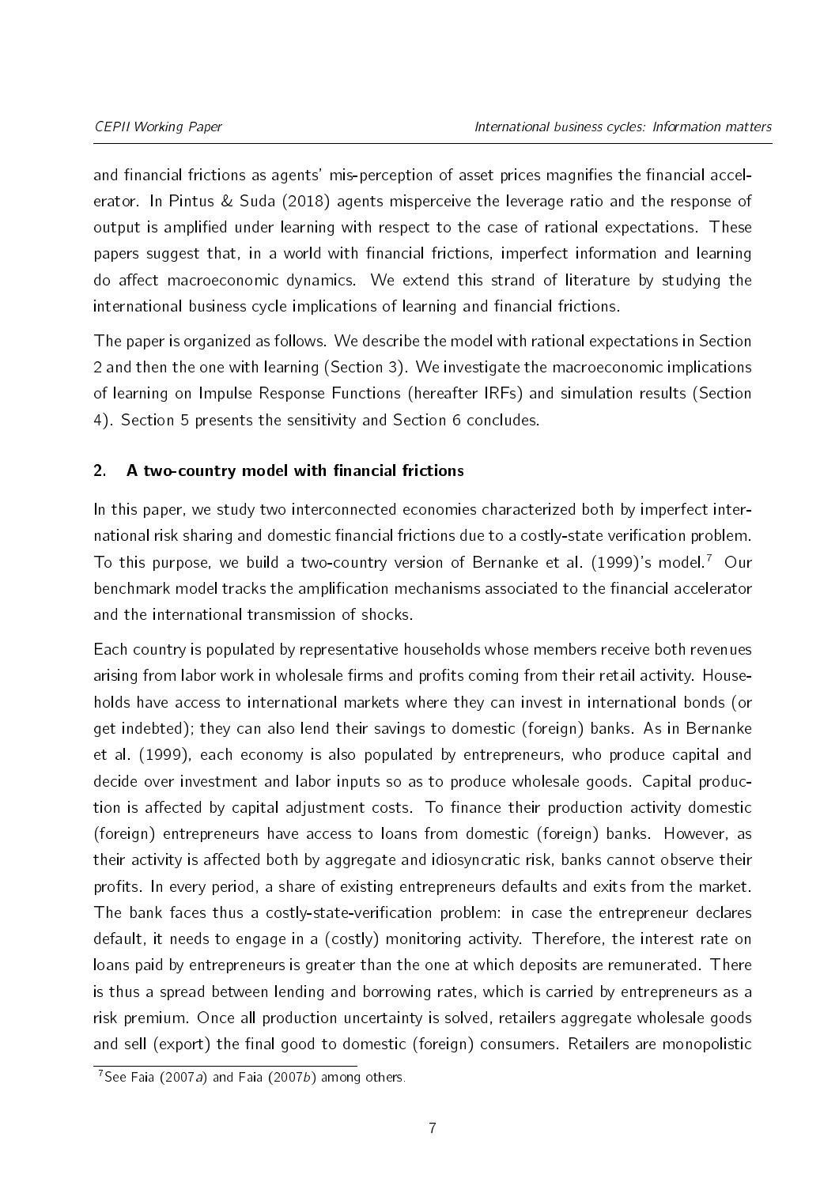and financial frictions as agents' mis-perception of asset prices magnifies the financial accelerator. In Pintus & Suda (2018) agents misperceive the leverage ratio and the response of output is amplified under learning with respect to the case of rational expectations. These papers suggest that, in a world with financial frictions, imperfect information and learning do affect macroeconomic dynamics. We extend this strand of literature by studying the international business cycle implications of learning and financial frictions.

The paper is organized as follows. We describe the model with rational expectations in Section 2 and then the one with learning (Section 3). We investigate the macroeconomic implications of learning on Impulse Response Functions (hereafter IRFs) and simulation results (Section 4). Section 5 presents the sensitivity and Section 6 concludes.

## 2. A two-country model with financial frictions

In this paper, we study two interconnected economies characterized both by imperfect international risk sharing and domestic financial frictions due to a costly-state verification problem. To this purpose, we build a two-country version of Bernanke et al. (1999)'s model.[7] Our benchmark model tracks the amplification mechanisms associated to the financial accelerator and the international transmission of shocks.

Each country is populated by representative households whose members receive both revenues arising from labor work in wholesale firms and profits coming from their retail activity. Households have access to international markets where they can invest in international bonds (or get indebted); they can also lend their savings to domestic (foreign) banks. As in Bernanke et al. (1999), each economy is also populated by entrepreneurs, who produce capital and decide over investment and labor inputs so as to produce wholesale goods. Capital production is affected by capital adjustment costs. To finance their production activity domestic (foreign) entrepreneurs have access to loans from domestic (foreign) banks. However, as their activity is affected both by aggregate and idiosyncratic risk, banks cannot observe their profits. In every period, a share of existing entrepreneurs defaults and exits from the market. The bank faces thus a costly-state-verification problem: in case the entrepreneur declares default, it needs to engage in a (costly) monitoring activity. Therefore, the interest rate on loans paid by entrepreneurs is greater than the one at which deposits are remunerated. There is thus a spread between lending and borrowing rates, which is carried by entrepreneurs as a risk premium. Once all production uncertainty is solved, retailers aggregate wholesale goods and sell (export) the final good to domestic (foreign) consumers. Retailers are monopolistic

[7] See Faia (2007*a*) and Faia (2007*b*) among others.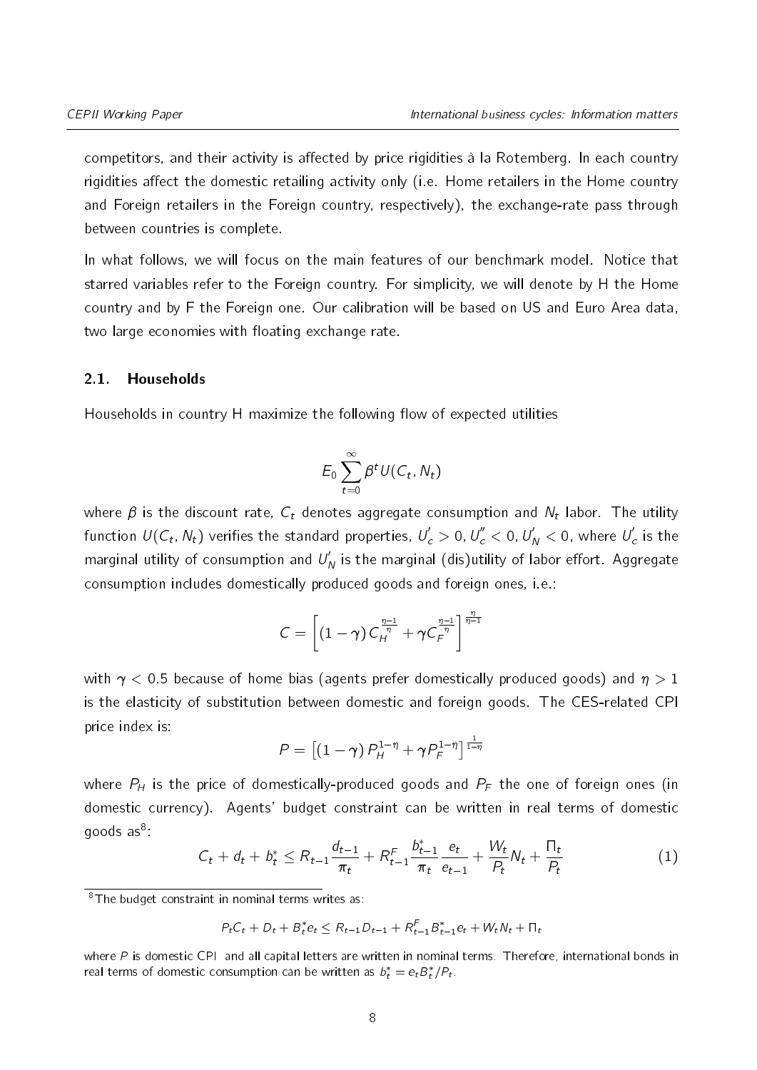competitors, and their activity is affected by price rigidities à la Rotemberg. In each country rigidities affect the domestic retailing activity only (i.e. Home retailers in the Home country and Foreign retailers in the Foreign country, respectively), the exchange-rate pass through between countries is complete.

In what follows, we will focus on the main features of our benchmark model. Notice that starred variables refer to the Foreign country. For simplicity, we will denote by H the Home country and by F the Foreign one. Our calibration will be based on US and Euro Area data, two large economies with floating exchange rate.

### 2.1. Households

Households in country H maximize the following flow of expected utilities

$$E_0 \sum_{t=0}^{\infty} \beta^t U(C_t, N_t)$$

where $\beta$ is the discount rate, $C_t$ denotes aggregate consumption and $N_t$ labor. The utility function $U(C_t, N_t)$ verifies the standard properties, $U_c^{'} > 0, U_c^{''} < 0, U_N^{'} < 0$, where $U_c^{'}$ is the marginal utility of consumption and $U_N^{'}$ is the marginal (dis)utility of labor effort. Aggregate consumption includes domestically produced goods and foreign ones, i.e.:

$$C = \left[ (1-\gamma) C_H^{\frac{\eta-1}{\eta}} + \gamma C_F^{\frac{\eta-1}{\eta}} \right]^{\frac{\eta}{\eta-1}}$$

with $\gamma < 0.5$ because of home bias (agents prefer domestically produced goods) and $\eta > 1$ is the elasticity of substitution between domestic and foreign goods. The CES-related CPI price index is:

$$P = \left[ (1-\gamma) P_H^{1-\eta} + \gamma P_F^{1-\eta} \right]^{\frac{1}{1-\eta}}$$

where $P_H$ is the price of domestically-produced goods and $P_F$ the one of foreign ones (in domestic currency). Agents' budget constraint can be written in real terms of domestic goods as[8]:

$$C_t + d_t + b_t^* \leq R_{t-1} \frac{d_{t-1}}{\pi_t} + R_{t-1}^F \frac{b_{t-1}^*}{\pi_t} \frac{e_t}{e_{t-1}} + \frac{W_t}{P_t} N_t + \frac{\Pi_t}{P_t} \tag{1}$$

[8] The budget constraint in nominal terms writes as:

$$P_t C_t + D_t + B_t^* e_t \leq R_{t-1} D_{t-1} + R_{t-1}^F B_{t-1}^* e_t + W_t N_t + \Pi_t$$

where $P$ is domestic CPI and all capital letters are written in nominal terms. Therefore, international bonds in real terms of domestic consumption can be written as $b_t^* = e_t B_t^* / P_t$.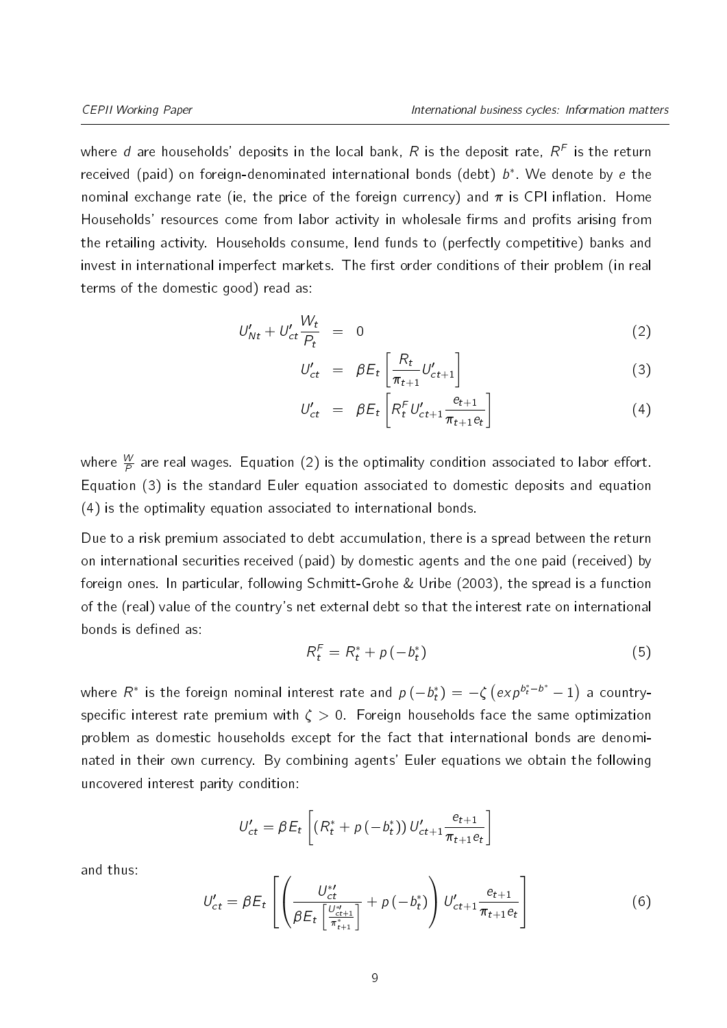where $d$ are households' deposits in the local bank, $R$ is the deposit rate, $R^F$ is the return received (paid) on foreign-denominated international bonds (debt) $b^*$. We denote by $e$ the nominal exchange rate (ie, the price of the foreign currency) and $\pi$ is CPI inflation. Home Households' resources come from labor activity in wholesale firms and profits arising from the retailing activity. Households consume, lend funds to (perfectly competitive) banks and invest in international imperfect markets. The first order conditions of their problem (in real terms of the domestic good) read as:

$$U'_{Nt} + U'_{ct}\frac{W_t}{P_t} = 0 \tag{2}$$

$$U'_{ct} = \beta E_t\left[\frac{R_t}{\pi_{t+1}}U'_{ct+1}\right] \tag{3}$$

$$U'_{ct} = \beta E_t\left[R_t^F U'_{ct+1}\frac{e_{t+1}}{\pi_{t+1}e_t}\right] \tag{4}$$

where $\frac{W}{P}$ are real wages. Equation (2) is the optimality condition associated to labor effort. Equation (3) is the standard Euler equation associated to domestic deposits and equation (4) is the optimality equation associated to international bonds.

Due to a risk premium associated to debt accumulation, there is a spread between the return on international securities received (paid) by domestic agents and the one paid (received) by foreign ones. In particular, following Schmitt-Grohe & Uribe (2003), the spread is a function of the (real) value of the country's net external debt so that the interest rate on international bonds is defined as:

$$R_t^F = R_t^* + p\left(-b_t^*\right) \tag{5}$$

where $R^*$ is the foreign nominal interest rate and $p\left(-b_t^*\right) = -\zeta\left(exp^{b_t^*-b^*} - 1\right)$ a country-specific interest rate premium with $\zeta > 0$. Foreign households face the same optimization problem as domestic households except for the fact that international bonds are denominated in their own currency. By combining agents' Euler equations we obtain the following uncovered interest parity condition:

$$U'_{ct} = \beta E_t\left[\left(R_t^* + p\left(-b_t^*\right)\right)U'_{ct+1}\frac{e_{t+1}}{\pi_{t+1}e_t}\right]$$

and thus:

$$U'_{ct} = \beta E_t\left[\left(\frac{U^{*\prime}_{ct}}{\beta E_t\left[\frac{U^{*\prime}_{ct+1}}{\pi^*_{t+1}}\right]} + p\left(-b_t^*\right)\right)U'_{ct+1}\frac{e_{t+1}}{\pi_{t+1}e_t}\right] \tag{6}$$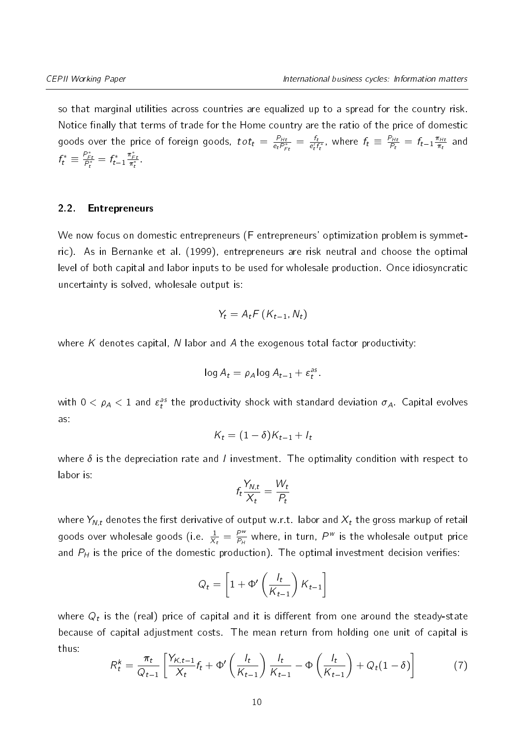so that marginal utilities across countries are equalized up to a spread for the country risk. Notice finally that terms of trade for the Home country are the ratio of the price of domestic goods over the price of foreign goods, $tot_t = \frac{P_{Ht}}{e_t P^*_{Ft}} = \frac{f_t}{e^r_t f^*_t}$, where $f_t \equiv \frac{P_{Ht}}{P_t} = f_{t-1}\frac{\pi_{Ht}}{\pi_t}$ and $f^*_t \equiv \frac{P^*_{Ft}}{P^*_t} = f^*_{t-1}\frac{\pi^*_{Ft}}{\pi^*_t}$.

### 2.2. Entrepreneurs

We now focus on domestic entrepreneurs (F entrepreneurs' optimization problem is symmetric). As in Bernanke et al. (1999), entrepreneurs are risk neutral and choose the optimal level of both capital and labor inputs to be used for wholesale production. Once idiosyncratic uncertainty is solved, wholesale output is:

$$Y_t = A_t F\left(K_{t-1}, N_t\right)$$

where $K$ denotes capital, $N$ labor and $A$ the exogenous total factor productivity:

$$\log A_t = \rho_A \log A_{t-1} + \varepsilon^{as}_t.$$

with $0 < \rho_A < 1$ and $\varepsilon^{as}_t$ the productivity shock with standard deviation $\sigma_A$. Capital evolves as:

$$K_t = (1-\delta)K_{t-1} + I_t$$

where $\delta$ is the depreciation rate and $I$ investment. The optimality condition with respect to labor is:

$$f_t \frac{Y_{N.t}}{X_t} = \frac{W_t}{P_t}$$

where $Y_{N.t}$ denotes the first derivative of output w.r.t. labor and $X_t$ the gross markup of retail goods over wholesale goods (i.e. $\frac{1}{X_t} = \frac{P^w}{P_H}$ where, in turn, $P^w$ is the wholesale output price and $P_H$ is the price of the domestic production). The optimal investment decision verifies:

$$Q_t = \left[1 + \Phi'\left(\frac{I_t}{K_{t-1}}\right)K_{t-1}\right]$$

where $Q_t$ is the (real) price of capital and it is different from one around the steady-state because of capital adjustment costs. The mean return from holding one unit of capital is thus:

$$R^k_t = \frac{\pi_t}{Q_{t-1}}\left[\frac{Y_{K,t-1}}{X_t}f_t + \Phi'\left(\frac{I_t}{K_{t-1}}\right)\frac{I_t}{K_{t-1}} - \Phi\left(\frac{I_t}{K_{t-1}}\right) + Q_t(1-\delta)\right] \tag{7}$$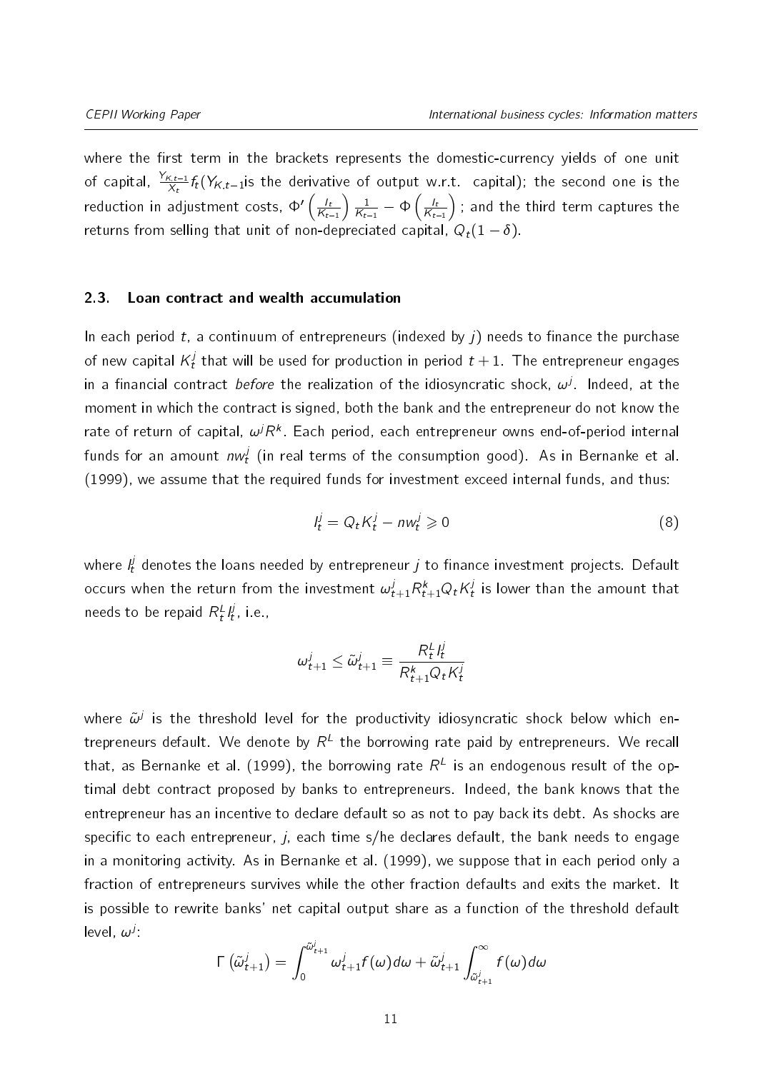where the first term in the brackets represents the domestic-currency yields of one unit of capital, $\frac{Y_{K,t-1}}{X_t} f_t(Y_{K,t-1}$is the derivative of output w.r.t. capital); the second one is the reduction in adjustment costs, $\Phi'\left(\frac{I_t}{K_{t-1}}\right)\frac{1}{K_{t-1}} - \Phi\left(\frac{I_t}{K_{t-1}}\right)$; and the third term captures the returns from selling that unit of non-depreciated capital, $Q_t(1-\delta)$.

### 2.3. Loan contract and wealth accumulation

In each period $t$, a continuum of entrepreneurs (indexed by $j$) needs to finance the purchase of new capital $K_t^j$ that will be used for production in period $t+1$. The entrepreneur engages in a financial contract *before* the realization of the idiosyncratic shock, $\omega^j$. Indeed, at the moment in which the contract is signed, both the bank and the entrepreneur do not know the rate of return of capital, $\omega^j R^k$. Each period, each entrepreneur owns end-of-period internal funds for an amount $nw_t^j$ (in real terms of the consumption good). As in Bernanke et al. (1999), we assume that the required funds for investment exceed internal funds, and thus:

$$l_t^j = Q_t K_t^j - nw_t^j \geqslant 0 \tag{8}$$

where $l_t^j$ denotes the loans needed by entrepreneur $j$ to finance investment projects. Default occurs when the return from the investment $\omega_{t+1}^j R_{t+1}^k Q_t K_t^j$ is lower than the amount that needs to be repaid $R_t^L l_t^j$, i.e.,

$$\omega_{t+1}^j \leq \tilde{\omega}_{t+1}^j \equiv \frac{R_t^L l_t^j}{R_{t+1}^k Q_t K_t^j}$$

where $\tilde{\omega}^j$ is the threshold level for the productivity idiosyncratic shock below which entrepreneurs default. We denote by $R^L$ the borrowing rate paid by entrepreneurs. We recall that, as Bernanke et al. (1999), the borrowing rate $R^L$ is an endogenous result of the optimal debt contract proposed by banks to entrepreneurs. Indeed, the bank knows that the entrepreneur has an incentive to declare default so as not to pay back its debt. As shocks are specific to each entrepreneur, $j$, each time s/he declares default, the bank needs to engage in a monitoring activity. As in Bernanke et al. (1999), we suppose that in each period only a fraction of entrepreneurs survives while the other fraction defaults and exits the market. It is possible to rewrite banks' net capital output share as a function of the threshold default level, $\omega^j$:

$$\Gamma\left(\tilde{\omega}_{t+1}^j\right) = \int_0^{\tilde{\omega}_{t+1}^j} \omega_{t+1}^j f(\omega) d\omega + \tilde{\omega}_{t+1}^j \int_{\tilde{\omega}_{t+1}^j}^{\infty} f(\omega) d\omega$$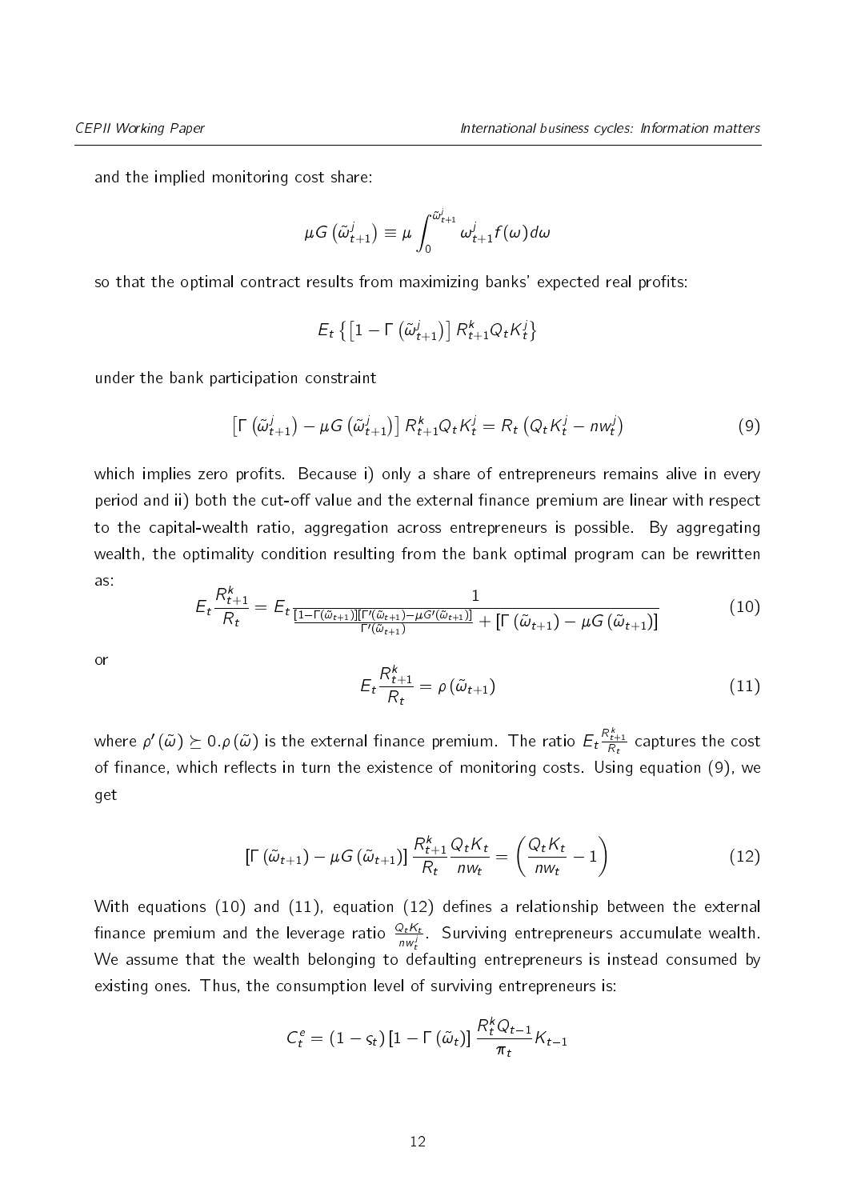and the implied monitoring cost share:

$$\mu G\left(\tilde{\omega}_{t+1}^{j}\right) \equiv \mu \int_{0}^{\tilde{\omega}_{t+1}^{j}} \omega_{t+1}^{j} f(\omega) d\omega$$

so that the optimal contract results from maximizing banks' expected real profits:

$$E_t\left\{\left[1-\Gamma\left(\tilde{\omega}_{t+1}^{j}\right)\right] R_{t+1}^{k} Q_t K_t^{j}\right\}$$

under the bank participation constraint

$$\left[\Gamma\left(\tilde{\omega}_{t+1}^{j}\right)-\mu G\left(\tilde{\omega}_{t+1}^{j}\right)\right] R_{t+1}^{k} Q_t K_t^{j}=R_t\left(Q_t K_t^{j}-n w_t^{j}\right) \tag{9}$$

which implies zero profits. Because i) only a share of entrepreneurs remains alive in every period and ii) both the cut-off value and the external finance premium are linear with respect to the capital-wealth ratio, aggregation across entrepreneurs is possible. By aggregating wealth, the optimality condition resulting from the bank optimal program can be rewritten as:

$$E_t \frac{R_{t+1}^{k}}{R_t}=E_t \frac{1}{\frac{\left[1-\Gamma\left(\tilde{\omega}_{t+1}\right)\right]\left[\Gamma'\left(\tilde{\omega}_{t+1}\right)-\mu G'\left(\tilde{\omega}_{t+1}\right)\right]}{\Gamma'\left(\tilde{\omega}_{t+1}\right)}+\left[\Gamma\left(\tilde{\omega}_{t+1}\right)-\mu G\left(\tilde{\omega}_{t+1}\right)\right]} \tag{10}$$

or

$$E_t \frac{R_{t+1}^{k}}{R_t}=\rho\left(\tilde{\omega}_{t+1}\right) \tag{11}$$

where $\rho'(\tilde{\omega}) \succeq 0 . \rho(\tilde{\omega})$ is the external finance premium. The ratio $E_t \frac{R_{t+1}^{k}}{R_t}$ captures the cost of finance, which reflects in turn the existence of monitoring costs. Using equation (9), we get

$$\left[\Gamma\left(\tilde{\omega}_{t+1}\right)-\mu G\left(\tilde{\omega}_{t+1}\right)\right] \frac{R_{t+1}^{k}}{R_t} \frac{Q_t K_t}{n w_t}=\left(\frac{Q_t K_t}{n w_t}-1\right) \tag{12}$$

With equations (10) and (11), equation (12) defines a relationship between the external finance premium and the leverage ratio $\frac{Q_t K_t}{n w_t^{j}}$. Surviving entrepreneurs accumulate wealth. We assume that the wealth belonging to defaulting entrepreneurs is instead consumed by existing ones. Thus, the consumption level of surviving entrepreneurs is:

$$C_t^{e}=\left(1-\varsigma_t\right)\left[1-\Gamma\left(\tilde{\omega}_t\right)\right] \frac{R_t^{k} Q_{t-1}}{\pi_t} K_{t-1}$$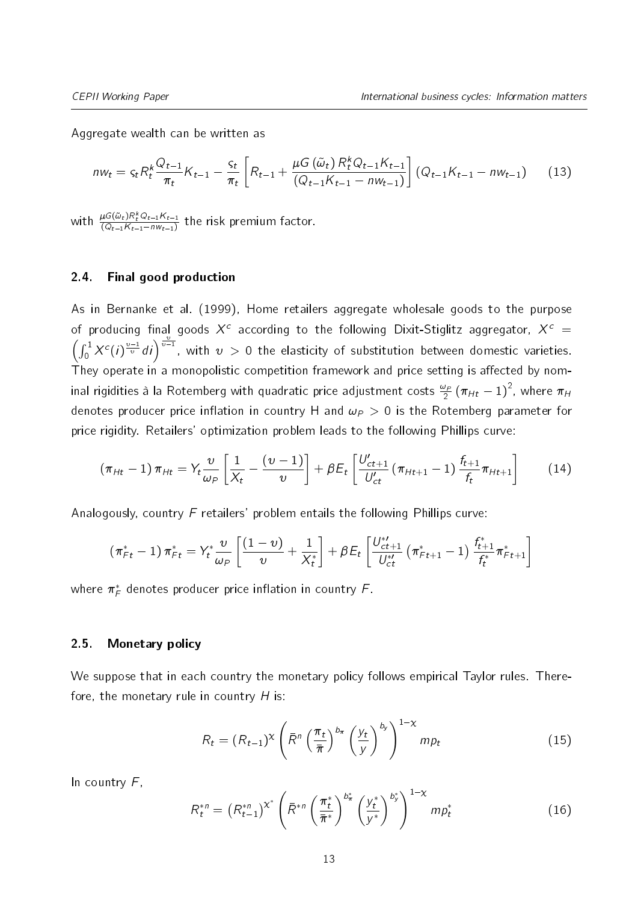Aggregate wealth can be written as

$$nw_t = \varsigma_t R_t^k \frac{Q_{t-1}}{\pi_t} K_{t-1} - \frac{\varsigma_t}{\pi_t} \left[ R_{t-1} + \frac{\mu G\left(\tilde{\omega}_t\right) R_t^k Q_{t-1} K_{t-1}}{\left(Q_{t-1} K_{t-1} - nw_{t-1}\right)} \right] \left(Q_{t-1} K_{t-1} - nw_{t-1}\right) \tag{13}$$

with $\frac{\mu G(\tilde{\omega}_t) R_t^k Q_{t-1} K_{t-1}}{(Q_{t-1} K_{t-1} - nw_{t-1})}$ the risk premium factor.

### 2.4. Final good production

As in Bernanke et al. (1999), Home retailers aggregate wholesale goods to the purpose of producing final goods $X^c$ according to the following Dixit-Stiglitz aggregator, $X^c = \left(\int_0^1 X^c(i)^{\frac{\upsilon-1}{\upsilon}} di\right)^{\frac{\upsilon}{\upsilon-1}}$, with $\upsilon > 0$ the elasticity of substitution between domestic varieties. They operate in a monopolistic competition framework and price setting is affected by nominal rigidities à la Rotemberg with quadratic price adjustment costs $\frac{\omega_P}{2}\left(\pi_{Ht} - 1\right)^2$, where $\pi_H$ denotes producer price inflation in country H and $\omega_P > 0$ is the Rotemberg parameter for price rigidity. Retailers' optimization problem leads to the following Phillips curve:

$$\left(\pi_{Ht} - 1\right) \pi_{Ht} = Y_t \frac{\upsilon}{\omega_P} \left[ \frac{1}{X_t} - \frac{(\upsilon - 1)}{\upsilon} \right] + \beta E_t \left[ \frac{U'_{ct+1}}{U'_{ct}} \left(\pi_{Ht+1} - 1\right) \frac{f_{t+1}}{f_t} \pi_{Ht+1} \right] \tag{14}$$

Analogously, country $F$ retailers' problem entails the following Phillips curve:

$$\left(\pi^*_{Ft} - 1\right) \pi^*_{Ft} = Y^*_t \frac{\upsilon}{\omega_P} \left[ \frac{(1 - \upsilon)}{\upsilon} + \frac{1}{X^*_t} \right] + \beta E_t \left[ \frac{U^{*\prime}_{ct+1}}{U^{*\prime}_{ct}} \left(\pi^*_{Ft+1} - 1\right) \frac{f^*_{t+1}}{f^*_t} \pi^*_{Ft+1} \right]$$

where $\pi^*_F$ denotes producer price inflation in country $F$.

### 2.5. Monetary policy

We suppose that in each country the monetary policy follows empirical Taylor rules. Therefore, the monetary rule in country $H$ is:

$$R_t = \left(R_{t-1}\right)^{\chi} \left( \bar{R}^n \left(\frac{\pi_t}{\bar{\pi}}\right)^{b_\pi} \left(\frac{y_t}{y}\right)^{b_y} \right)^{1-\chi} mp_t \tag{15}$$

In country $F$,

$$R^{*n}_t = \left(R^{*n}_{t-1}\right)^{\chi^*} \left( \bar{R}^{*n} \left(\frac{\pi^*_t}{\bar{\pi}^*}\right)^{b^*_\pi} \left(\frac{y^*_t}{y^*}\right)^{b^*_y} \right)^{1-\chi} mp^*_t \tag{16}$$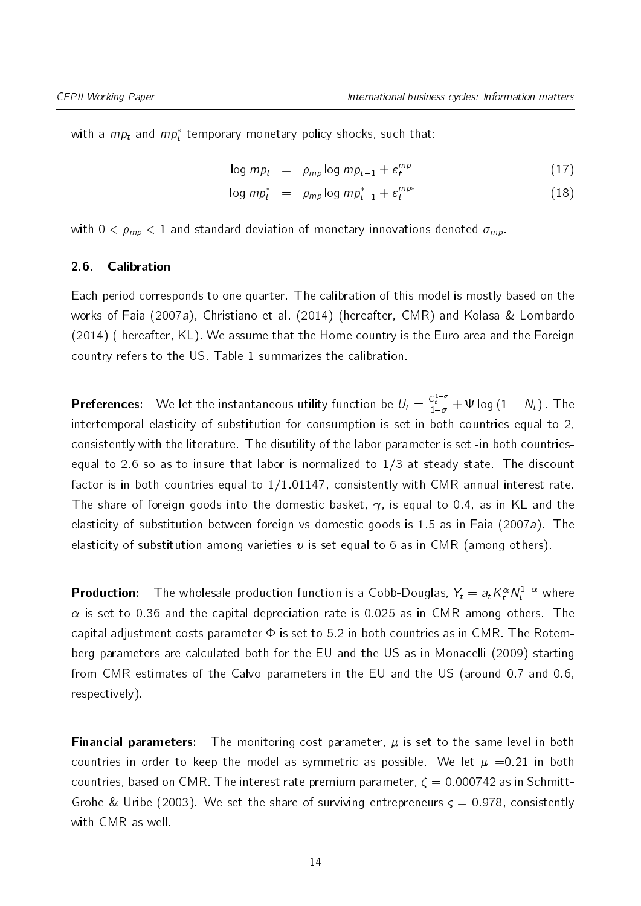with a $mp_t$ and $mp_t^*$ temporary monetary policy shocks, such that:

$$\log mp_t = \rho_{mp} \log mp_{t-1} + \varepsilon_t^{mp} \tag{17}$$

$$\log mp_t^* = \rho_{mp} \log mp_{t-1}^* + \varepsilon_t^{mp*} \tag{18}$$

with $0 < \rho_{mp} < 1$ and standard deviation of monetary innovations denoted $\sigma_{mp}$.

### 2.6. Calibration

Each period corresponds to one quarter. The calibration of this model is mostly based on the works of Faia (2007*a*), Christiano et al. (2014) (hereafter, CMR) and Kolasa & Lombardo (2014) ( hereafter, KL). We assume that the Home country is the Euro area and the Foreign country refers to the US. Table 1 summarizes the calibration.

**Preferences**: We let the instantaneous utility function be $U_t = \frac{C_t^{1-\sigma}}{1-\sigma} + \Psi \log(1 - N_t)$ . The intertemporal elasticity of substitution for consumption is set in both countries equal to 2, consistently with the literature. The disutility of the labor parameter is set -in both countries-equal to 2.6 so as to insure that labor is normalized to 1/3 at steady state. The discount factor is in both countries equal to 1/1.01147, consistently with CMR annual interest rate. The share of foreign goods into the domestic basket, $\gamma$, is equal to 0.4, as in KL and the elasticity of substitution between foreign vs domestic goods is 1.5 as in Faia (2007*a*). The elasticity of substitution among varieties $\upsilon$ is set equal to 6 as in CMR (among others).

**Production**: The wholesale production function is a Cobb-Douglas, $Y_t = a_t K_t^{\alpha} N_t^{1-\alpha}$ where $\alpha$ is set to 0.36 and the capital depreciation rate is 0.025 as in CMR among others. The capital adjustment costs parameter $\Phi$ is set to 5.2 in both countries as in CMR. The Rotemberg parameters are calculated both for the EU and the US as in Monacelli (2009) starting from CMR estimates of the Calvo parameters in the EU and the US (around 0.7 and 0.6, respectively).

**Financial parameters**: The monitoring cost parameter, $\mu$ is set to the same level in both countries in order to keep the model as symmetric as possible. We let $\mu$ =0.21 in both countries, based on CMR. The interest rate premium parameter, $\zeta = 0.000742$ as in Schmitt-Grohe & Uribe (2003). We set the share of surviving entrepreneurs $\varsigma = 0.978$, consistently with CMR as well.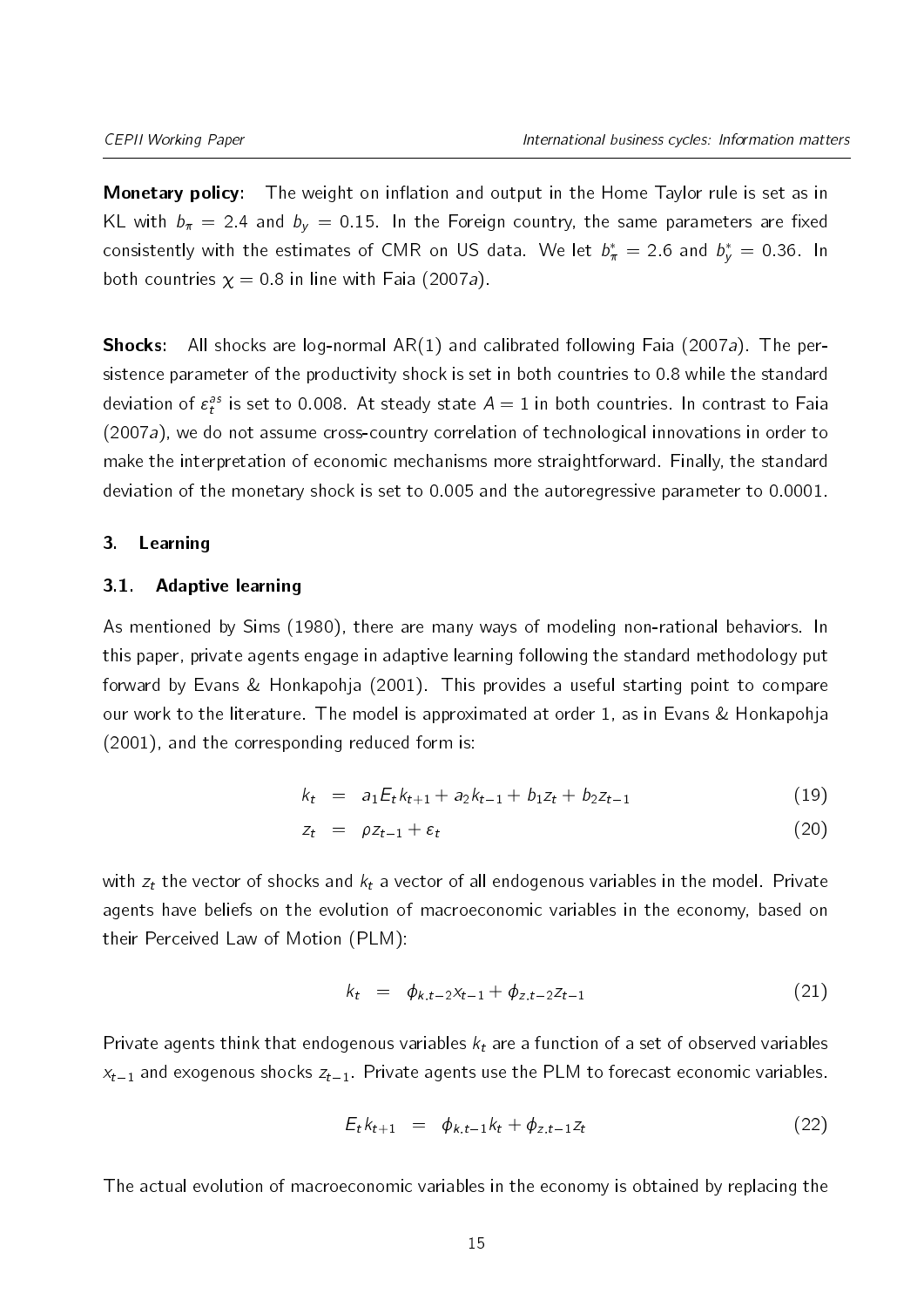**Monetary policy**: The weight on inflation and output in the Home Taylor rule is set as in KL with $b_\pi = 2.4$ and $b_y = 0.15$. In the Foreign country, the same parameters are fixed consistently with the estimates of CMR on US data. We let $b_\pi^* = 2.6$ and $b_y^* = 0.36$. In both countries $\chi = 0.8$ in line with Faia (2007*a*).

**Shocks**: All shocks are log-normal AR(1) and calibrated following Faia (2007*a*). The persistence parameter of the productivity shock is set in both countries to 0.8 while the standard deviation of $\varepsilon_t^{as}$ is set to 0.008. At steady state $A = 1$ in both countries. In contrast to Faia (2007*a*), we do not assume cross-country correlation of technological innovations in order to make the interpretation of economic mechanisms more straightforward. Finally, the standard deviation of the monetary shock is set to 0.005 and the autoregressive parameter to 0.0001.

## 3. Learning

### 3.1. Adaptive learning

As mentioned by Sims (1980), there are many ways of modeling non-rational behaviors. In this paper, private agents engage in adaptive learning following the standard methodology put forward by Evans & Honkapohja (2001). This provides a useful starting point to compare our work to the literature. The model is approximated at order 1, as in Evans & Honkapohja (2001), and the corresponding reduced form is:

$$k_t = a_1 E_t k_{t+1} + a_2 k_{t-1} + b_1 z_t + b_2 z_{t-1} \tag{19}$$

$$z_t = \rho z_{t-1} + \varepsilon_t \tag{20}$$

with $z_t$ the vector of shocks and $k_t$ a vector of all endogenous variables in the model. Private agents have beliefs on the evolution of macroeconomic variables in the economy, based on their Perceived Law of Motion (PLM):

$$k_t = \phi_{k,t-2} x_{t-1} + \phi_{z,t-2} z_{t-1} \tag{21}$$

Private agents think that endogenous variables $k_t$ are a function of a set of observed variables $x_{t-1}$ and exogenous shocks $z_{t-1}$. Private agents use the PLM to forecast economic variables.

$$E_t k_{t+1} = \phi_{k,t-1} k_t + \phi_{z,t-1} z_t \tag{22}$$

The actual evolution of macroeconomic variables in the economy is obtained by replacing the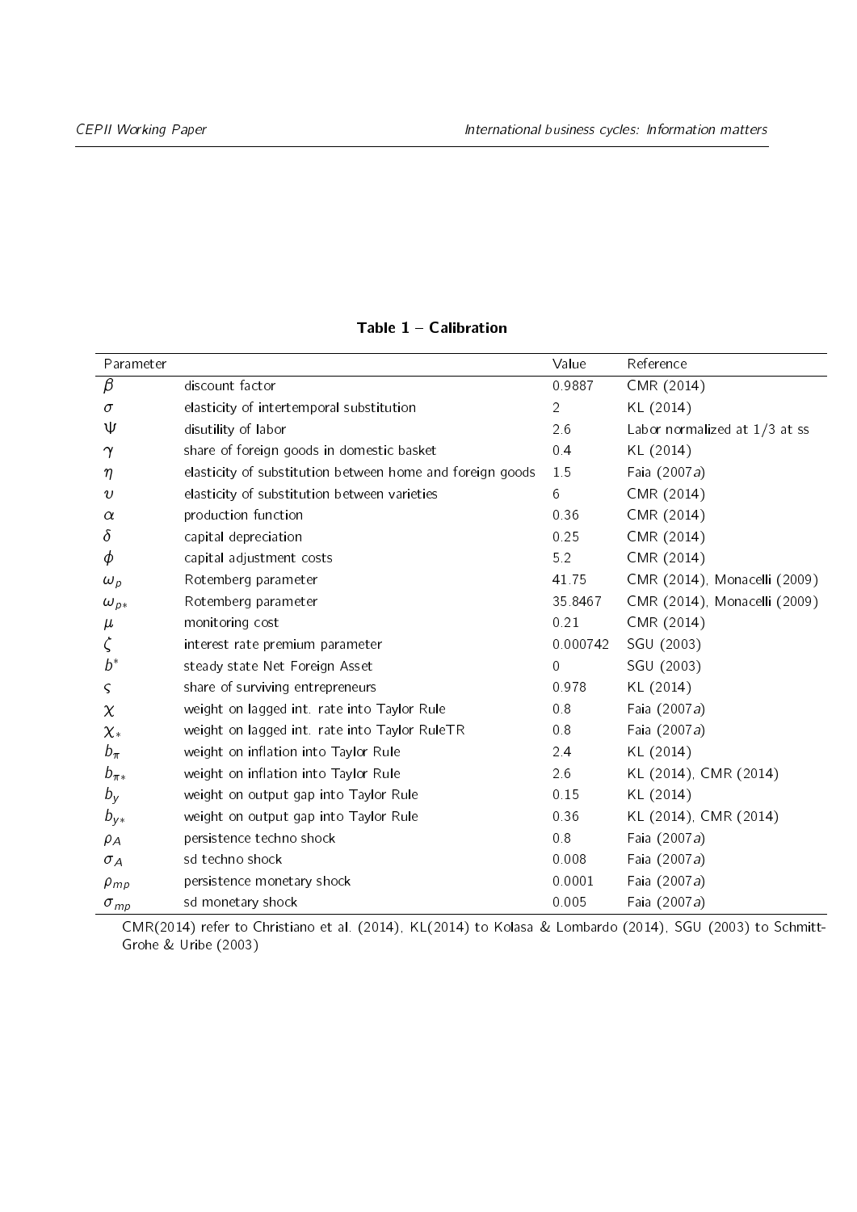**Table 1 – Calibration**

| Parameter | | Value | Reference |
|---|---|---|---|
| $\beta$ | discount factor | 0.9887 | CMR (2014) |
| $\sigma$ | elasticity of intertemporal substitution | 2 | KL (2014) |
| $\Psi$ | disutility of labor | 2.6 | Labor normalized at 1/3 at ss |
| $\gamma$ | share of foreign goods in domestic basket | 0.4 | KL (2014) |
| $\eta$ | elasticity of substitution between home and foreign goods | 1.5 | Faia (2007*a*) |
| $\upsilon$ | elasticity of substitution between varieties | 6 | CMR (2014) |
| $\alpha$ | production function | 0.36 | CMR (2014) |
| $\delta$ | capital depreciation | 0.25 | CMR (2014) |
| $\phi$ | capital adjustment costs | 5.2 | CMR (2014) |
| $\omega_p$ | Rotemberg parameter | 41.75 | CMR (2014), Monacelli (2009) |
| $\omega_{p*}$ | Rotemberg parameter | 35.8467 | CMR (2014), Monacelli (2009) |
| $\mu$ | monitoring cost | 0.21 | CMR (2014) |
| $\zeta$ | interest rate premium parameter | 0.000742 | SGU (2003) |
| $b^*$ | steady state Net Foreign Asset | 0 | SGU (2003) |
| $\varsigma$ | share of surviving entrepreneurs | 0.978 | KL (2014) |
| $\chi$ | weight on lagged int. rate into Taylor Rule | 0.8 | Faia (2007*a*) |
| $\chi_*$ | weight on lagged int. rate into Taylor RuleTR | 0.8 | Faia (2007*a*) |
| $b_\pi$ | weight on inflation into Taylor Rule | 2.4 | KL (2014) |
| $b_{\pi*}$ | weight on inflation into Taylor Rule | 2.6 | KL (2014), CMR (2014) |
| $b_y$ | weight on output gap into Taylor Rule | 0.15 | KL (2014) |
| $b_{y*}$ | weight on output gap into Taylor Rule | 0.36 | KL (2014), CMR (2014) |
| $\rho_A$ | persistence techno shock | 0.8 | Faia (2007*a*) |
| $\sigma_A$ | sd techno shock | 0.008 | Faia (2007*a*) |
| $\rho_{mp}$ | persistence monetary shock | 0.0001 | Faia (2007*a*) |
| $\sigma_{mp}$ | sd monetary shock | 0.005 | Faia (2007*a*) |

CMR(2014) refer to Christiano et al. (2014), KL(2014) to Kolasa & Lombardo (2014), SGU (2003) to Schmitt-Grohe & Uribe (2003)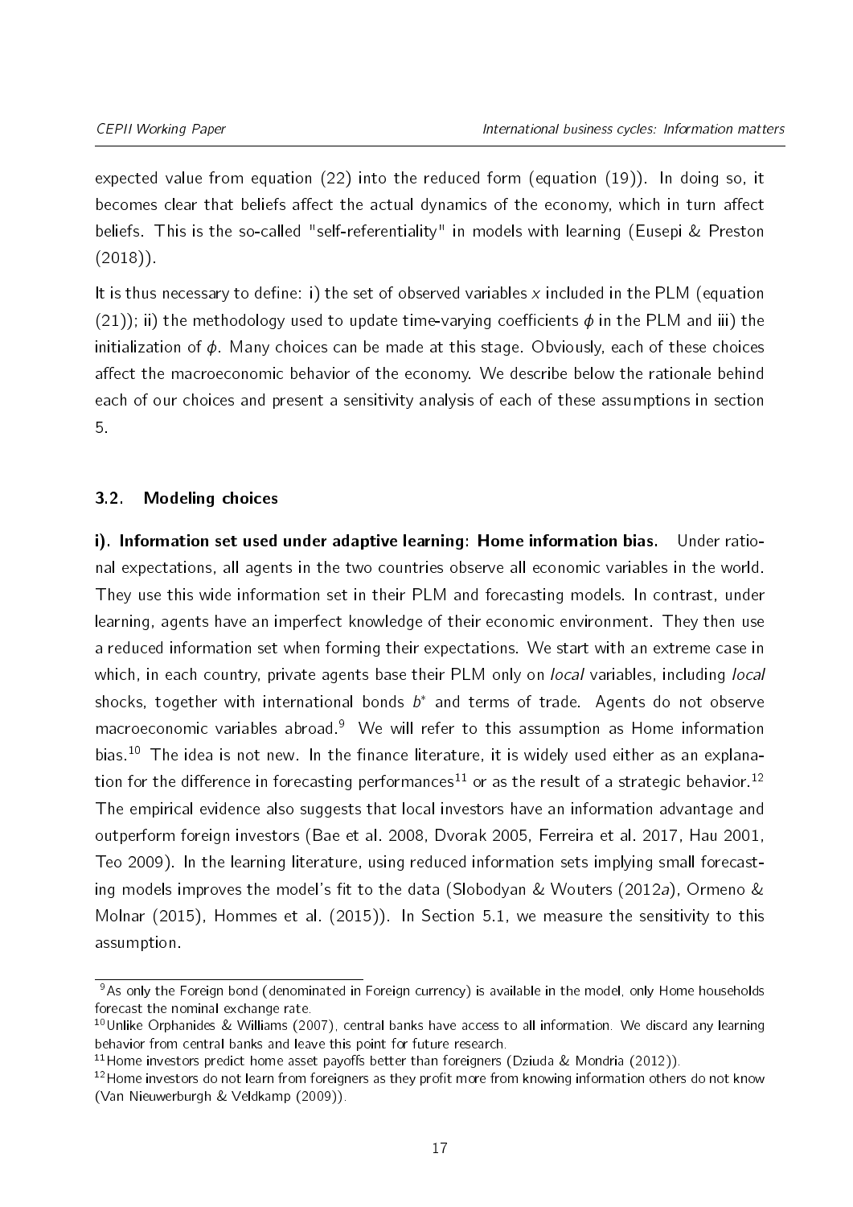expected value from equation (22) into the reduced form (equation (19)). In doing so, it becomes clear that beliefs affect the actual dynamics of the economy, which in turn affect beliefs. This is the so-called "self-referentiality" in models with learning (Eusepi & Preston (2018)).

It is thus necessary to define: i) the set of observed variables $x$ included in the PLM (equation (21)); ii) the methodology used to update time-varying coefficients $\phi$ in the PLM and iii) the initialization of $\phi$. Many choices can be made at this stage. Obviously, each of these choices affect the macroeconomic behavior of the economy. We describe below the rationale behind each of our choices and present a sensitivity analysis of each of these assumptions in section 5.

### 3.2. Modeling choices

**i). Information set used under adaptive learning: Home information bias.** Under rational expectations, all agents in the two countries observe all economic variables in the world. They use this wide information set in their PLM and forecasting models. In contrast, under learning, agents have an imperfect knowledge of their economic environment. They then use a reduced information set when forming their expectations. We start with an extreme case in which, in each country, private agents base their PLM only on *local* variables, including *local* shocks, together with international bonds $b^{*}$ and terms of trade. Agents do not observe macroeconomic variables abroad.[9] We will refer to this assumption as Home information bias.[10] The idea is not new. In the finance literature, it is widely used either as an explanation for the difference in forecasting performances[11] or as the result of a strategic behavior.[12] The empirical evidence also suggests that local investors have an information advantage and outperform foreign investors (Bae et al. 2008, Dvorak 2005, Ferreira et al. 2017, Hau 2001, Teo 2009). In the learning literature, using reduced information sets implying small forecasting models improves the model's fit to the data (Slobodyan & Wouters (2012*a*), Ormeno & Molnar (2015), Hommes et al. (2015)). In Section 5.1, we measure the sensitivity to this assumption.

[9] As only the Foreign bond (denominated in Foreign currency) is available in the model, only Home households forecast the nominal exchange rate.

[10] Unlike Orphanides & Williams (2007), central banks have access to all information. We discard any learning behavior from central banks and leave this point for future research.

[11] Home investors predict home asset payoffs better than foreigners (Dziuda & Mondria (2012)).

[12] Home investors do not learn from foreigners as they profit more from knowing information others do not know (Van Nieuwerburgh & Veldkamp (2009)).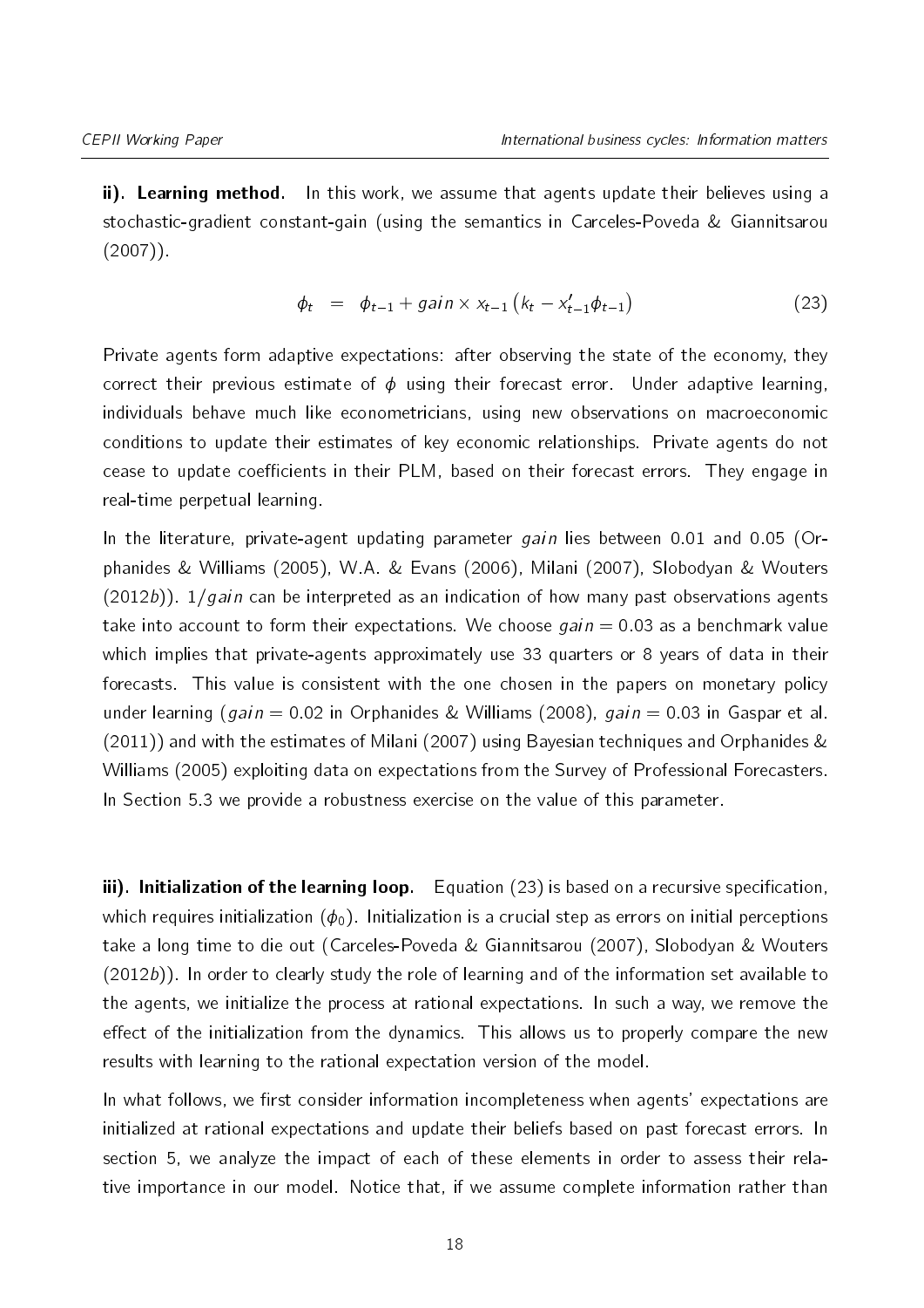**ii). Learning method.** In this work, we assume that agents update their believes using a stochastic-gradient constant-gain (using the semantics in Carceles-Poveda & Giannitsarou (2007)).

$$\phi_t \;\; = \;\; \phi_{t-1} + gain \times x_{t-1}\left(k_t - x'_{t-1}\phi_{t-1}\right) \tag{23}$$

Private agents form adaptive expectations: after observing the state of the economy, they correct their previous estimate of $\phi$ using their forecast error. Under adaptive learning, individuals behave much like econometricians, using new observations on macroeconomic conditions to update their estimates of key economic relationships. Private agents do not cease to update coefficients in their PLM, based on their forecast errors. They engage in real-time perpetual learning.

In the literature, private-agent updating parameter *gain* lies between 0.01 and 0.05 (Orphanides & Williams (2005), W.A. & Evans (2006), Milani (2007), Slobodyan & Wouters (2012*b*)). $1/gain$ can be interpreted as an indication of how many past observations agents take into account to form their expectations. We choose $gain = 0.03$ as a benchmark value which implies that private-agents approximately use 33 quarters or 8 years of data in their forecasts. This value is consistent with the one chosen in the papers on monetary policy under learning ($gain = 0.02$ in Orphanides & Williams (2008), $gain = 0.03$ in Gaspar et al. (2011)) and with the estimates of Milani (2007) using Bayesian techniques and Orphanides & Williams (2005) exploiting data on expectations from the Survey of Professional Forecasters. In Section 5.3 we provide a robustness exercise on the value of this parameter.

**iii). Initialization of the learning loop.** Equation (23) is based on a recursive specification, which requires initialization ($\phi_0$). Initialization is a crucial step as errors on initial perceptions take a long time to die out (Carceles-Poveda & Giannitsarou (2007), Slobodyan & Wouters (2012*b*)). In order to clearly study the role of learning and of the information set available to the agents, we initialize the process at rational expectations. In such a way, we remove the effect of the initialization from the dynamics. This allows us to properly compare the new results with learning to the rational expectation version of the model.

In what follows, we first consider information incompleteness when agents' expectations are initialized at rational expectations and update their beliefs based on past forecast errors. In section 5, we analyze the impact of each of these elements in order to assess their relative importance in our model. Notice that, if we assume complete information rather than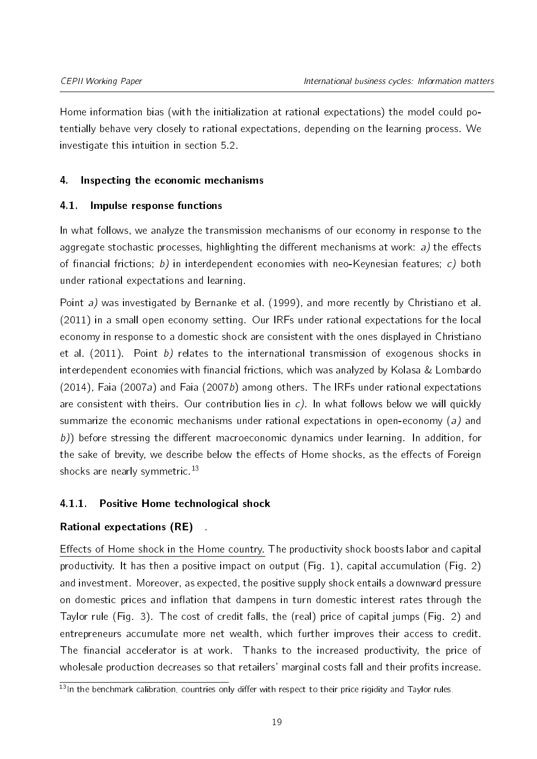Home information bias (with the initialization at rational expectations) the model could potentially behave very closely to rational expectations, depending on the learning process. We investigate this intuition in section 5.2.

## 4. Inspecting the economic mechanisms

### 4.1. Impulse response functions

In what follows, we analyze the transmission mechanisms of our economy in response to the aggregate stochastic processes, highlighting the different mechanisms at work: *a)* the effects of financial frictions; *b)* in interdependent economies with neo-Keynesian features; *c)* both under rational expectations and learning.

Point *a)* was investigated by Bernanke et al. (1999), and more recently by Christiano et al. (2011) in a small open economy setting. Our IRFs under rational expectations for the local economy in response to a domestic shock are consistent with the ones displayed in Christiano et al. (2011). Point *b)* relates to the international transmission of exogenous shocks in interdependent economies with financial frictions, which was analyzed by Kolasa & Lombardo (2014), Faia (2007*a*) and Faia (2007*b*) among others. The IRFs under rational expectations are consistent with theirs. Our contribution lies in *c)*. In what follows below we will quickly summarize the economic mechanisms under rational expectations in open-economy (*a)* and *b)*) before stressing the different macroeconomic dynamics under learning. In addition, for the sake of brevity, we describe below the effects of Home shocks, as the effects of Foreign shocks are nearly symmetric.[13]

#### 4.1.1. Positive Home technological shock

**Rational expectations (RE)** .

Effects of Home shock in the Home country. The productivity shock boosts labor and capital productivity. It has then a positive impact on output (Fig. 1), capital accumulation (Fig. 2) and investment. Moreover, as expected, the positive supply shock entails a downward pressure on domestic prices and inflation that dampens in turn domestic interest rates through the Taylor rule (Fig. 3). The cost of credit falls, the (real) price of capital jumps (Fig. 2) and entrepreneurs accumulate more net wealth, which further improves their access to credit. The financial accelerator is at work. Thanks to the increased productivity, the price of wholesale production decreases so that retailers' marginal costs fall and their profits increase.

[13] In the benchmark calibration, countries only differ with respect to their price rigidity and Taylor rules.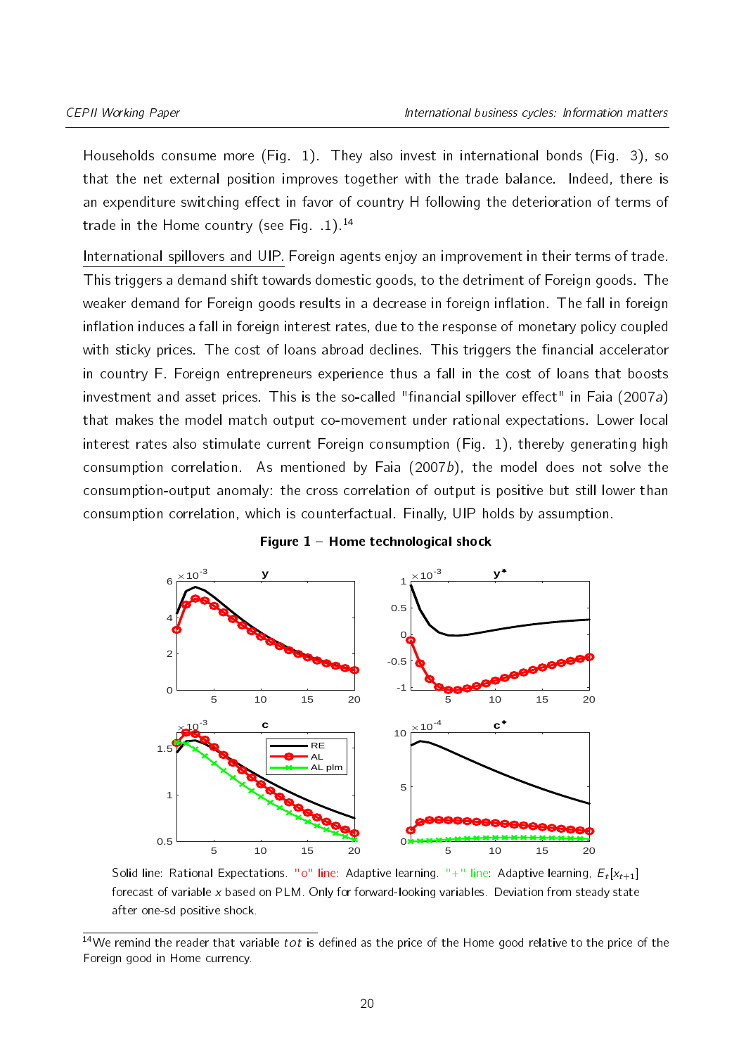Households consume more (Fig. 1). They also invest in international bonds (Fig. 3), so that the net external position improves together with the trade balance. Indeed, there is an expenditure switching effect in favor of country H following the deterioration of terms of trade in the Home country (see Fig. .1).[14]

International spillovers and UIP. Foreign agents enjoy an improvement in their terms of trade. This triggers a demand shift towards domestic goods, to the detriment of Foreign goods. The weaker demand for Foreign goods results in a decrease in foreign inflation. The fall in foreign inflation induces a fall in foreign interest rates, due to the response of monetary policy coupled with sticky prices. The cost of loans abroad declines. This triggers the financial accelerator in country F. Foreign entrepreneurs experience thus a fall in the cost of loans that boosts investment and asset prices. This is the so-called "financial spillover effect" in Faia (2007*a*) that makes the model match output co-movement under rational expectations. Lower local interest rates also stimulate current Foreign consumption (Fig. 1), thereby generating high consumption correlation. As mentioned by Faia (2007*b*), the model does not solve the consumption-output anomaly: the cross correlation of output is positive but still lower than consumption correlation, which is counterfactual. Finally, UIP holds by assumption.

**Figure 1 – Home technological shock**

Solid line: Rational Expectations. "o" line: Adaptive learning. "+" line: Adaptive learning, $E_t[x_{t+1}]$ forecast of variable $x$ based on PLM. Only for forward-looking variables. Deviation from steady state after one-sd positive shock.

[14] We remind the reader that variable *tot* is defined as the price of the Home good relative to the price of the Foreign good in Home currency.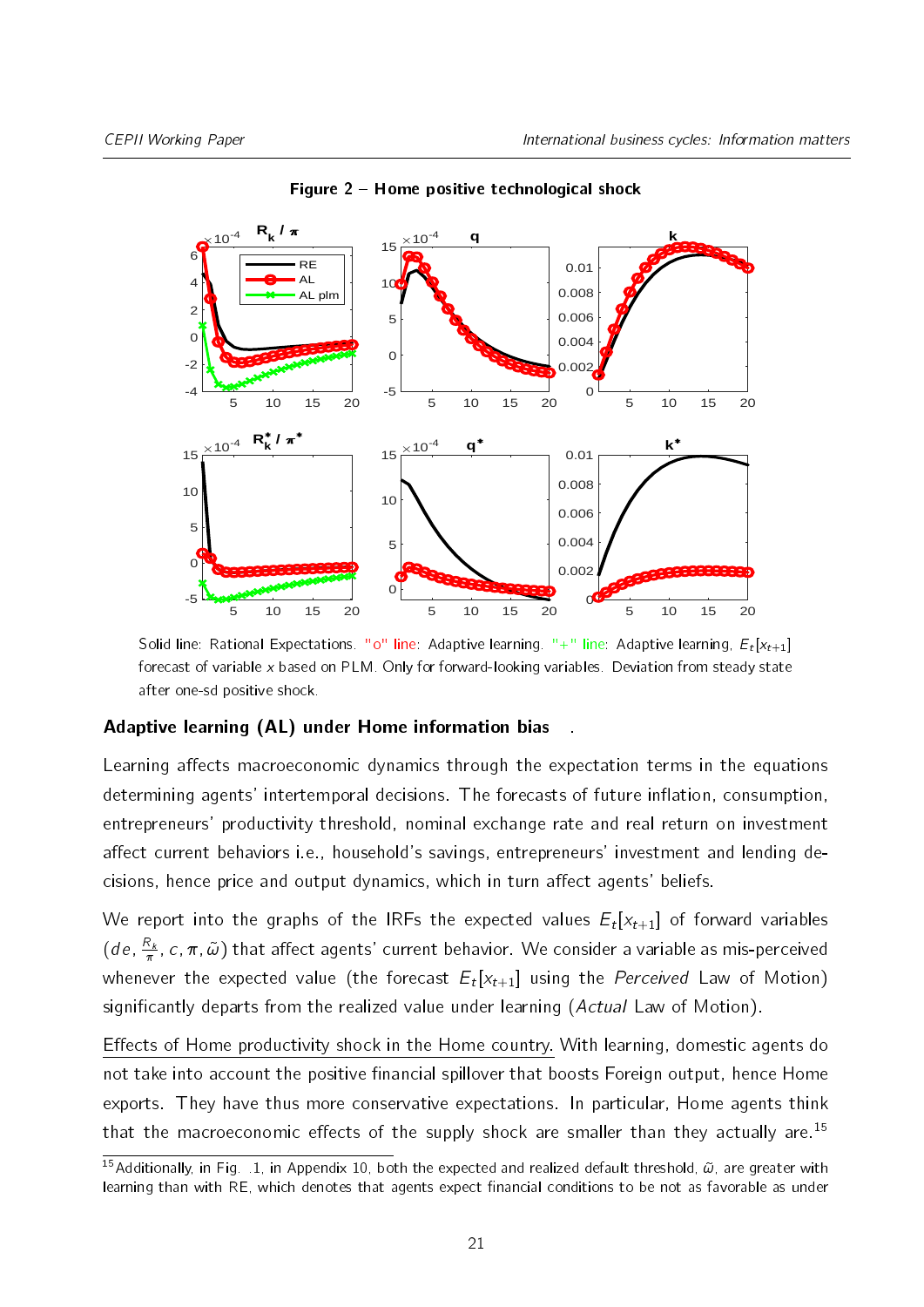**Figure 2 – Home positive technological shock**

Solid line: Rational Expectations. "o" line: Adaptive learning. "+" line: Adaptive learning, $E_t[x_{t+1}]$ forecast of variable $x$ based on PLM. Only for forward-looking variables. Deviation from steady state after one-sd positive shock.

### Adaptive learning (AL) under Home information bias .

Learning affects macroeconomic dynamics through the expectation terms in the equations determining agents' intertemporal decisions. The forecasts of future inflation, consumption, entrepreneurs' productivity threshold, nominal exchange rate and real return on investment affect current behaviors i.e., household's savings, entrepreneurs' investment and lending decisions, hence price and output dynamics, which in turn affect agents' beliefs.

We report into the graphs of the IRFs the expected values $E_t[x_{t+1}]$ of forward variables ($de$, $\frac{R_k}{\pi}$, $c$, $\pi$, $\tilde{\omega}$) that affect agents' current behavior. We consider a variable as mis-perceived whenever the expected value (the forecast $E_t[x_{t+1}]$ using the *Perceived* Law of Motion) significantly departs from the realized value under learning (*Actual* Law of Motion).

Effects of Home productivity shock in the Home country. With learning, domestic agents do not take into account the positive financial spillover that boosts Foreign output, hence Home exports. They have thus more conservative expectations. In particular, Home agents think that the macroeconomic effects of the supply shock are smaller than they actually are.[15]

[15] Additionally, in Fig. .1, in Appendix 10, both the expected and realized default threshold, $\tilde{\omega}$, are greater with learning than with RE, which denotes that agents expect financial conditions to be not as favorable as under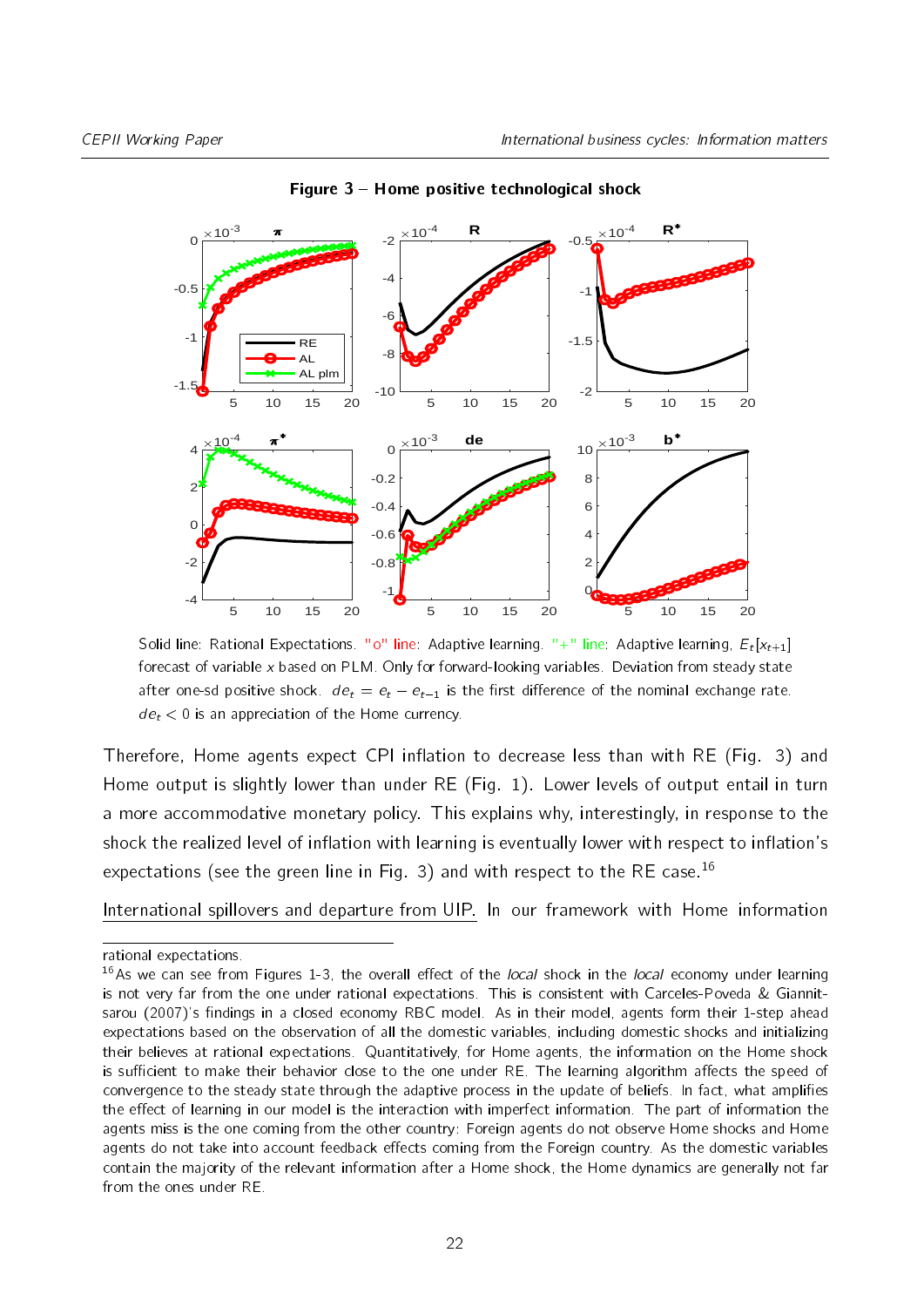**Figure 3 – Home positive technological shock**

Solid line: Rational Expectations. "o" line: Adaptive learning. "+" line: Adaptive learning, $E_t[x_{t+1}]$ forecast of variable $x$ based on PLM. Only for forward-looking variables. Deviation from steady state after one-sd positive shock. $de_t = e_t - e_{t-1}$ is the first difference of the nominal exchange rate. $de_t < 0$ is an appreciation of the Home currency.

Therefore, Home agents expect CPI inflation to decrease less than with RE (Fig. 3) and Home output is slightly lower than under RE (Fig. 1). Lower levels of output entail in turn a more accommodative monetary policy. This explains why, interestingly, in response to the shock the realized level of inflation with learning is eventually lower with respect to inflation's expectations (see the green line in Fig. 3) and with respect to the RE case.[16]

International spillovers and departure from UIP. In our framework with Home information

---

rational expectations.

[16] As we can see from Figures 1-3, the overall effect of the *local* shock in the *local* economy under learning is not very far from the one under rational expectations. This is consistent with Carceles-Poveda & Giannitsarou (2007)'s findings in a closed economy RBC model. As in their model, agents form their 1-step ahead expectations based on the observation of all the domestic variables, including domestic shocks and initializing their believes at rational expectations. Quantitatively, for Home agents, the information on the Home shock is sufficient to make their behavior close to the one under RE. The learning algorithm affects the speed of convergence to the steady state through the adaptive process in the update of beliefs. In fact, what amplifies the effect of learning in our model is the interaction with imperfect information. The part of information the agents miss is the one coming from the other country: Foreign agents do not observe Home shocks and Home agents do not take into account feedback effects coming from the Foreign country. As the domestic variables contain the majority of the relevant information after a Home shock, the Home dynamics are generally not far from the ones under RE.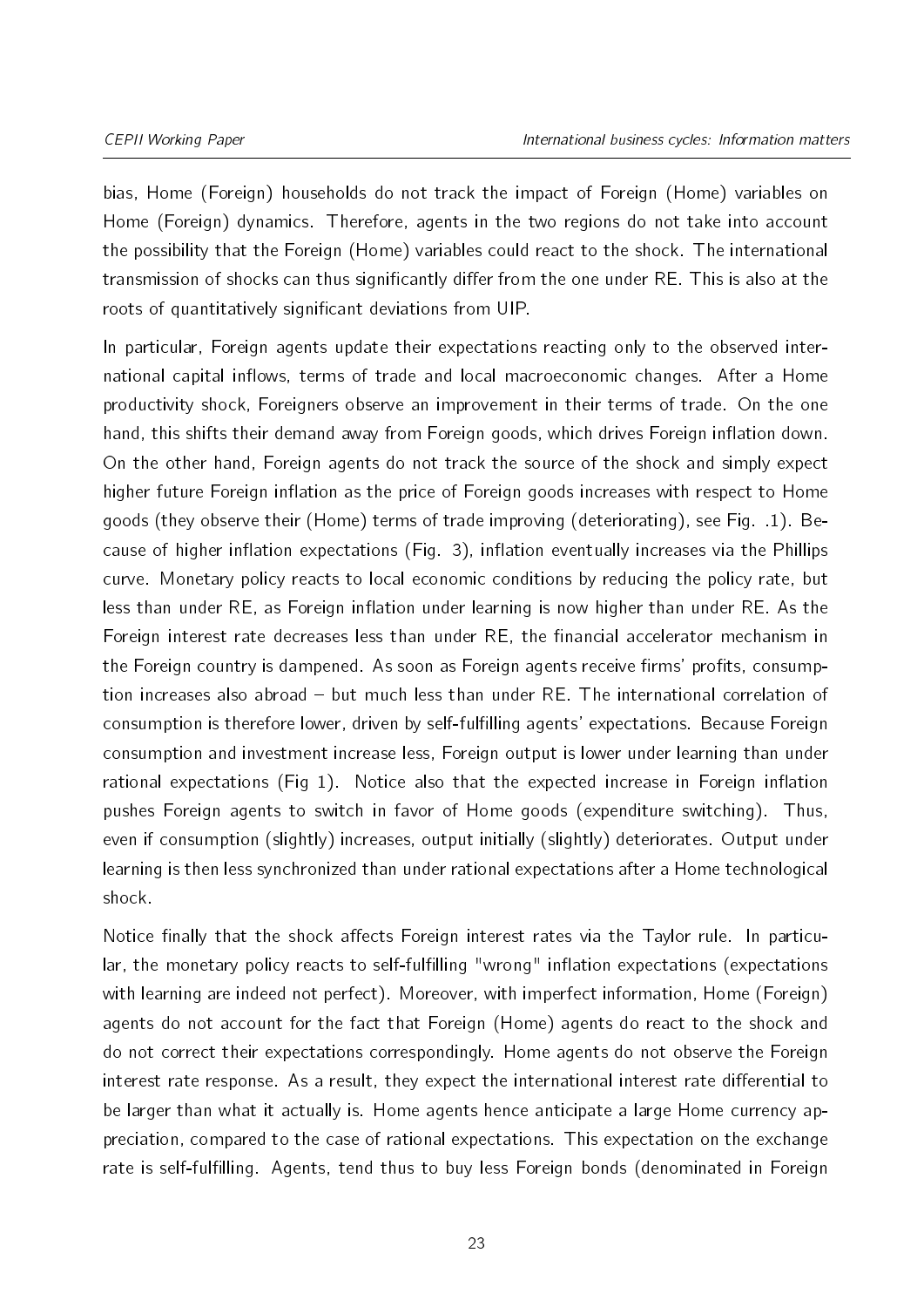bias, Home (Foreign) households do not track the impact of Foreign (Home) variables on Home (Foreign) dynamics. Therefore, agents in the two regions do not take into account the possibility that the Foreign (Home) variables could react to the shock. The international transmission of shocks can thus significantly differ from the one under RE. This is also at the roots of quantitatively significant deviations from UIP.

In particular, Foreign agents update their expectations reacting only to the observed international capital inflows, terms of trade and local macroeconomic changes. After a Home productivity shock, Foreigners observe an improvement in their terms of trade. On the one hand, this shifts their demand away from Foreign goods, which drives Foreign inflation down. On the other hand, Foreign agents do not track the source of the shock and simply expect higher future Foreign inflation as the price of Foreign goods increases with respect to Home goods (they observe their (Home) terms of trade improving (deteriorating), see Fig. .1). Because of higher inflation expectations (Fig. 3), inflation eventually increases via the Phillips curve. Monetary policy reacts to local economic conditions by reducing the policy rate, but less than under RE, as Foreign inflation under learning is now higher than under RE. As the Foreign interest rate decreases less than under RE, the financial accelerator mechanism in the Foreign country is dampened. As soon as Foreign agents receive firms' profits, consumption increases also abroad – but much less than under RE. The international correlation of consumption is therefore lower, driven by self-fulfilling agents' expectations. Because Foreign consumption and investment increase less, Foreign output is lower under learning than under rational expectations (Fig 1). Notice also that the expected increase in Foreign inflation pushes Foreign agents to switch in favor of Home goods (expenditure switching). Thus, even if consumption (slightly) increases, output initially (slightly) deteriorates. Output under learning is then less synchronized than under rational expectations after a Home technological shock.

Notice finally that the shock affects Foreign interest rates via the Taylor rule. In particular, the monetary policy reacts to self-fulfilling "wrong" inflation expectations (expectations with learning are indeed not perfect). Moreover, with imperfect information, Home (Foreign) agents do not account for the fact that Foreign (Home) agents do react to the shock and do not correct their expectations correspondingly. Home agents do not observe the Foreign interest rate response. As a result, they expect the international interest rate differential to be larger than what it actually is. Home agents hence anticipate a large Home currency appreciation, compared to the case of rational expectations. This expectation on the exchange rate is self-fulfilling. Agents, tend thus to buy less Foreign bonds (denominated in Foreign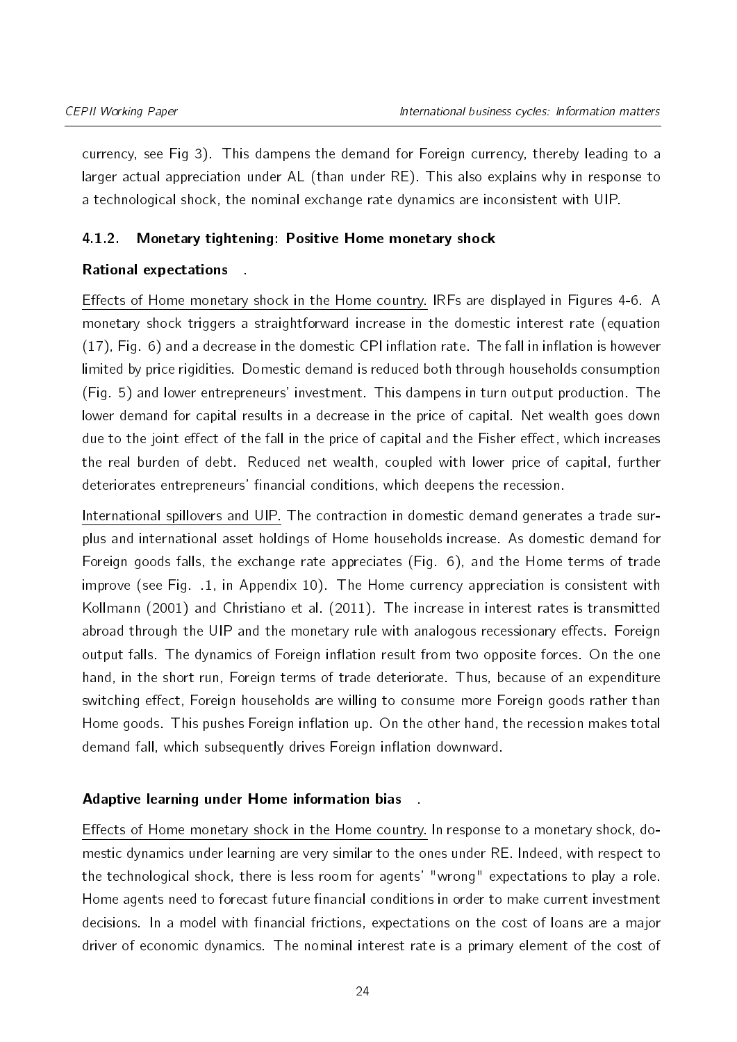currency, see Fig 3). This dampens the demand for Foreign currency, thereby leading to a larger actual appreciation under AL (than under RE). This also explains why in response to a technological shock, the nominal exchange rate dynamics are inconsistent with UIP.

#### 4.1.2. Monetary tightening: Positive Home monetary shock

**Rational expectations** .

Effects of Home monetary shock in the Home country. IRFs are displayed in Figures 4-6. A monetary shock triggers a straightforward increase in the domestic interest rate (equation (17), Fig. 6) and a decrease in the domestic CPI inflation rate. The fall in inflation is however limited by price rigidities. Domestic demand is reduced both through households consumption (Fig. 5) and lower entrepreneurs' investment. This dampens in turn output production. The lower demand for capital results in a decrease in the price of capital. Net wealth goes down due to the joint effect of the fall in the price of capital and the Fisher effect, which increases the real burden of debt. Reduced net wealth, coupled with lower price of capital, further deteriorates entrepreneurs' financial conditions, which deepens the recession.

International spillovers and UIP. The contraction in domestic demand generates a trade surplus and international asset holdings of Home households increase. As domestic demand for Foreign goods falls, the exchange rate appreciates (Fig. 6), and the Home terms of trade improve (see Fig. .1, in Appendix 10). The Home currency appreciation is consistent with Kollmann (2001) and Christiano et al. (2011). The increase in interest rates is transmitted abroad through the UIP and the monetary rule with analogous recessionary effects. Foreign output falls. The dynamics of Foreign inflation result from two opposite forces. On the one hand, in the short run, Foreign terms of trade deteriorate. Thus, because of an expenditure switching effect, Foreign households are willing to consume more Foreign goods rather than Home goods. This pushes Foreign inflation up. On the other hand, the recession makes total demand fall, which subsequently drives Foreign inflation downward.

**Adaptive learning under Home information bias** .

Effects of Home monetary shock in the Home country. In response to a monetary shock, domestic dynamics under learning are very similar to the ones under RE. Indeed, with respect to the technological shock, there is less room for agents' "wrong" expectations to play a role. Home agents need to forecast future financial conditions in order to make current investment decisions. In a model with financial frictions, expectations on the cost of loans are a major driver of economic dynamics. The nominal interest rate is a primary element of the cost of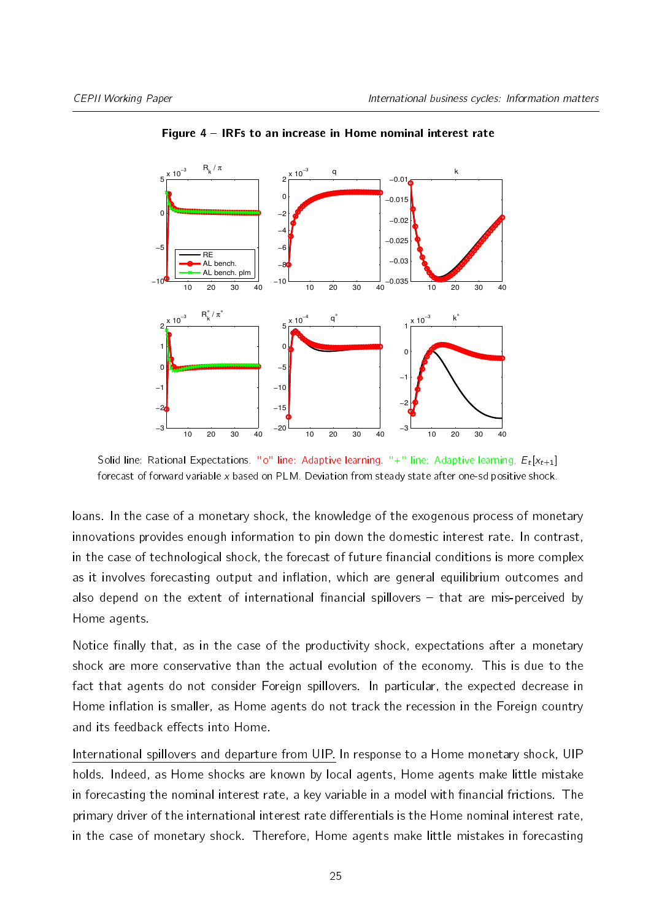**Figure 4 – IRFs to an increase in Home nominal interest rate**

Solid line: Rational Expectations. "o" line: Adaptive learning. "+" line: Adaptive learning. $E_t[x_{t+1}]$ forecast of forward variable $x$ based on PLM. Deviation from steady state after one-sd positive shock.

loans. In the case of a monetary shock, the knowledge of the exogenous process of monetary innovations provides enough information to pin down the domestic interest rate. In contrast, in the case of technological shock, the forecast of future financial conditions is more complex as it involves forecasting output and inflation, which are general equilibrium outcomes and also depend on the extent of international financial spillovers – that are mis-perceived by Home agents.

Notice finally that, as in the case of the productivity shock, expectations after a monetary shock are more conservative than the actual evolution of the economy. This is due to the fact that agents do not consider Foreign spillovers. In particular, the expected decrease in Home inflation is smaller, as Home agents do not track the recession in the Foreign country and its feedback effects into Home.

International spillovers and departure from UIP. In response to a Home monetary shock, UIP holds. Indeed, as Home shocks are known by local agents, Home agents make little mistake in forecasting the nominal interest rate, a key variable in a model with financial frictions. The primary driver of the international interest rate differentials is the Home nominal interest rate, in the case of monetary shock. Therefore, Home agents make little mistakes in forecasting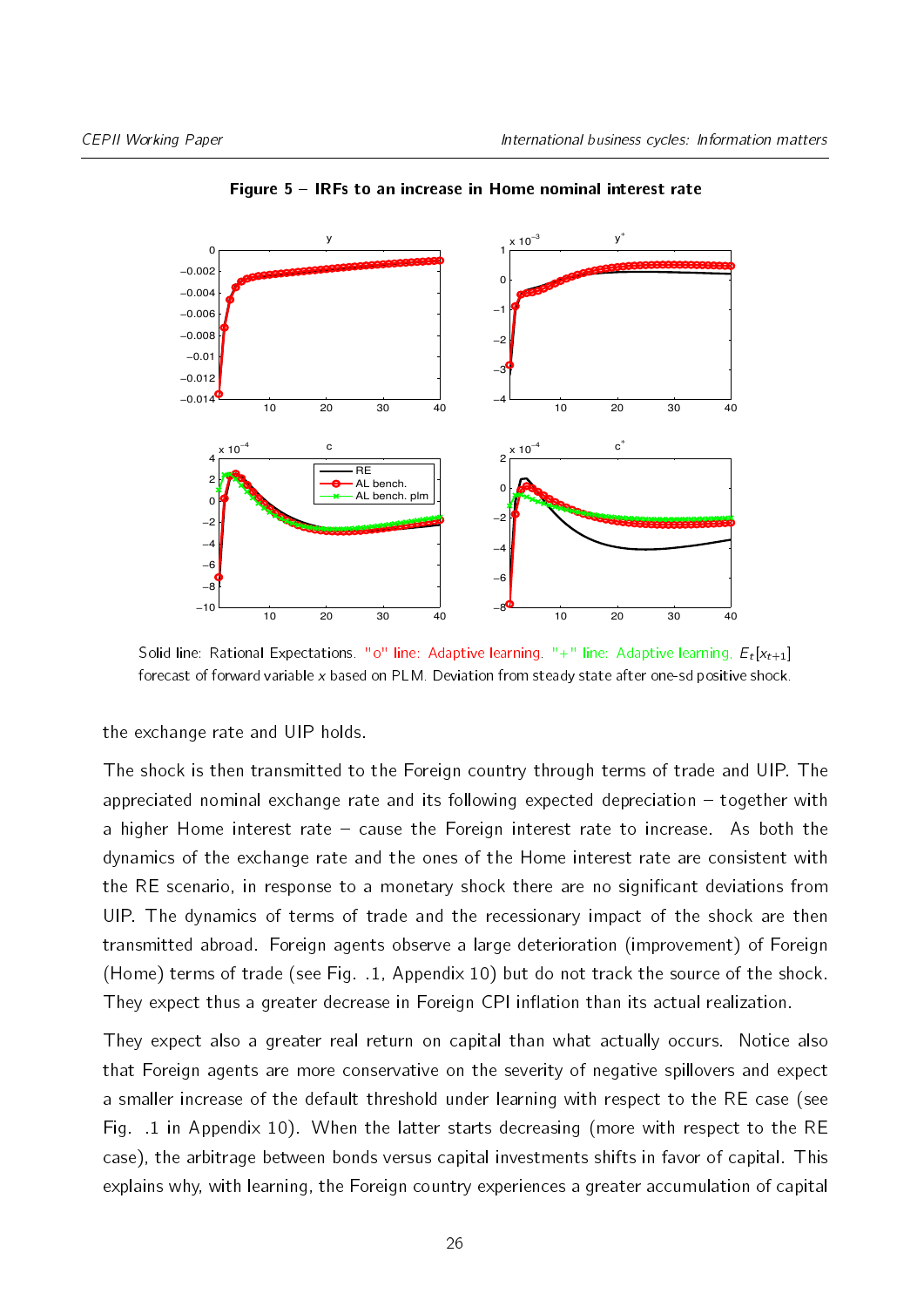**Figure 5 – IRFs to an increase in Home nominal interest rate**

Solid line: Rational Expectations. "o" line: Adaptive learning. "+" line: Adaptive learning. $E_t[x_{t+1}]$ forecast of forward variable $x$ based on PLM. Deviation from steady state after one-sd positive shock.

the exchange rate and UIP holds.

The shock is then transmitted to the Foreign country through terms of trade and UIP. The appreciated nominal exchange rate and its following expected depreciation – together with a higher Home interest rate – cause the Foreign interest rate to increase. As both the dynamics of the exchange rate and the ones of the Home interest rate are consistent with the RE scenario, in response to a monetary shock there are no significant deviations from UIP. The dynamics of terms of trade and the recessionary impact of the shock are then transmitted abroad. Foreign agents observe a large deterioration (improvement) of Foreign (Home) terms of trade (see Fig. .1, Appendix 10) but do not track the source of the shock. They expect thus a greater decrease in Foreign CPI inflation than its actual realization.

They expect also a greater real return on capital than what actually occurs. Notice also that Foreign agents are more conservative on the severity of negative spillovers and expect a smaller increase of the default threshold under learning with respect to the RE case (see Fig. .1 in Appendix 10). When the latter starts decreasing (more with respect to the RE case), the arbitrage between bonds versus capital investments shifts in favor of capital. This explains why, with learning, the Foreign country experiences a greater accumulation of capital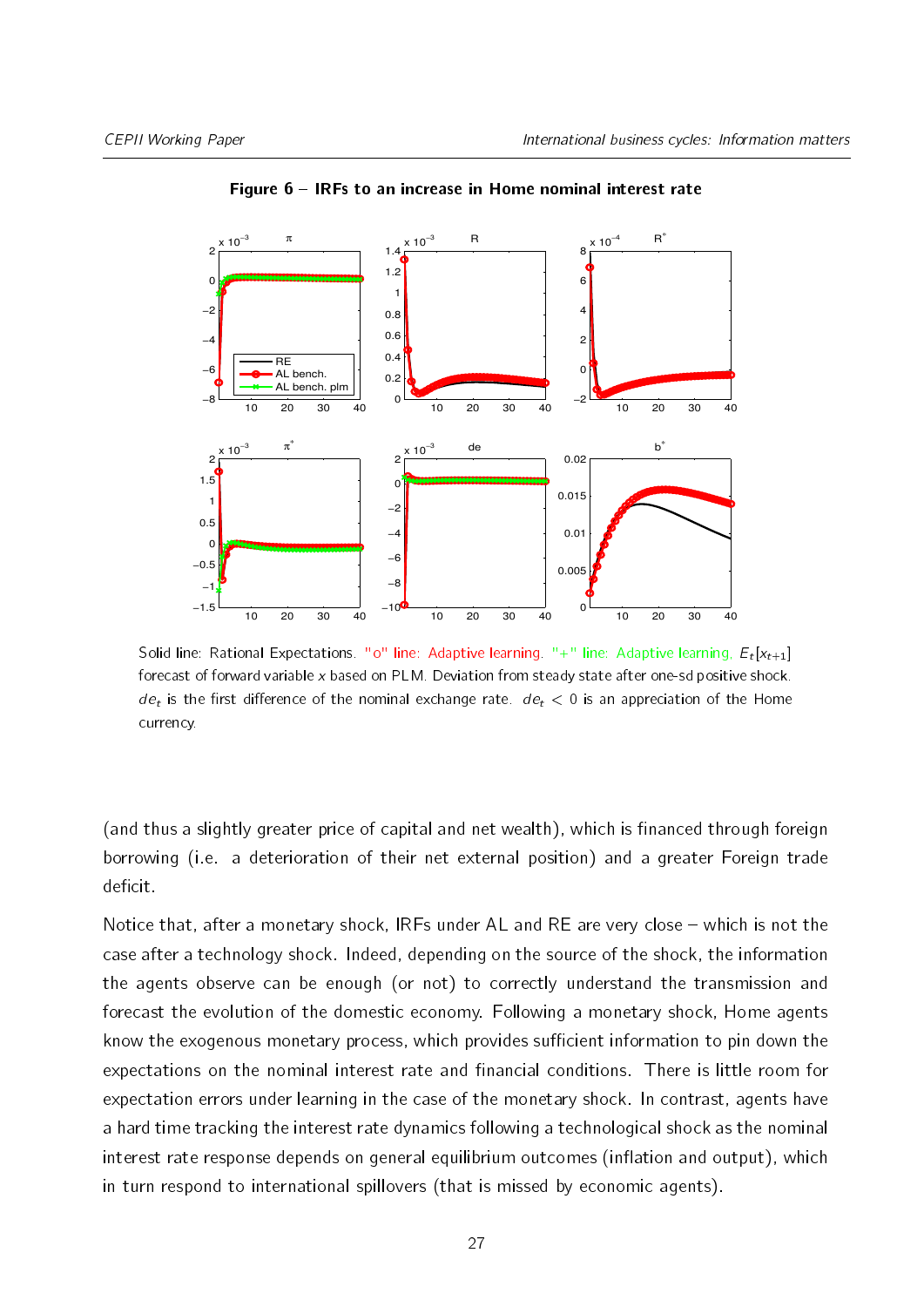**Figure 6 – IRFs to an increase in Home nominal interest rate**

Solid line: Rational Expectations. "o" line: Adaptive learning. "+" line: Adaptive learning. $E_t[x_{t+1}]$ forecast of forward variable $x$ based on PLM. Deviation from steady state after one-sd positive shock. $de_t$ is the first difference of the nominal exchange rate. $de_t < 0$ is an appreciation of the Home currency.

(and thus a slightly greater price of capital and net wealth), which is financed through foreign borrowing (i.e. a deterioration of their net external position) and a greater Foreign trade deficit.

Notice that, after a monetary shock, IRFs under AL and RE are very close – which is not the case after a technology shock. Indeed, depending on the source of the shock, the information the agents observe can be enough (or not) to correctly understand the transmission and forecast the evolution of the domestic economy. Following a monetary shock, Home agents know the exogenous monetary process, which provides sufficient information to pin down the expectations on the nominal interest rate and financial conditions. There is little room for expectation errors under learning in the case of the monetary shock. In contrast, agents have a hard time tracking the interest rate dynamics following a technological shock as the nominal interest rate response depends on general equilibrium outcomes (inflation and output), which in turn respond to international spillovers (that is missed by economic agents).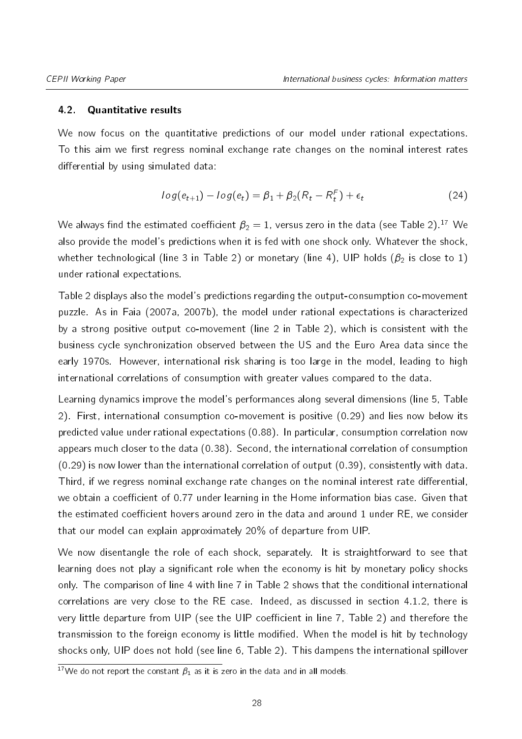### 4.2. Quantitative results

We now focus on the quantitative predictions of our model under rational expectations. To this aim we first regress nominal exchange rate changes on the nominal interest rates differential by using simulated data:

$$log(e_{t+1}) - log(e_t) = \beta_1 + \beta_2(R_t - R_t^F) + \epsilon_t \tag{24}$$

We always find the estimated coefficient $\beta_2 = 1$, versus zero in the data (see Table 2).[17] We also provide the model's predictions when it is fed with one shock only. Whatever the shock, whether technological (line 3 in Table 2) or monetary (line 4), UIP holds ($\beta_2$ is close to 1) under rational expectations.

Table 2 displays also the model's predictions regarding the output-consumption co-movement puzzle. As in Faia (2007a, 2007b), the model under rational expectations is characterized by a strong positive output co-movement (line 2 in Table 2), which is consistent with the business cycle synchronization observed between the US and the Euro Area data since the early 1970s. However, international risk sharing is too large in the model, leading to high international correlations of consumption with greater values compared to the data.

Learning dynamics improve the model's performances along several dimensions (line 5, Table 2). First, international consumption co-movement is positive (0.29) and lies now below its predicted value under rational expectations (0.88). In particular, consumption correlation now appears much closer to the data (0.38). Second, the international correlation of consumption (0.29) is now lower than the international correlation of output (0.39), consistently with data. Third, if we regress nominal exchange rate changes on the nominal interest rate differential, we obtain a coefficient of 0.77 under learning in the Home information bias case. Given that the estimated coefficient hovers around zero in the data and around 1 under RE, we consider that our model can explain approximately 20% of departure from UIP.

We now disentangle the role of each shock, separately. It is straightforward to see that learning does not play a significant role when the economy is hit by monetary policy shocks only. The comparison of line 4 with line 7 in Table 2 shows that the conditional international correlations are very close to the RE case. Indeed, as discussed in section 4.1.2, there is very little departure from UIP (see the UIP coefficient in line 7, Table 2) and therefore the transmission to the foreign economy is little modified. When the model is hit by technology shocks only, UIP does not hold (see line 6, Table 2). This dampens the international spillover

[17] We do not report the constant $\beta_1$ as it is zero in the data and in all models.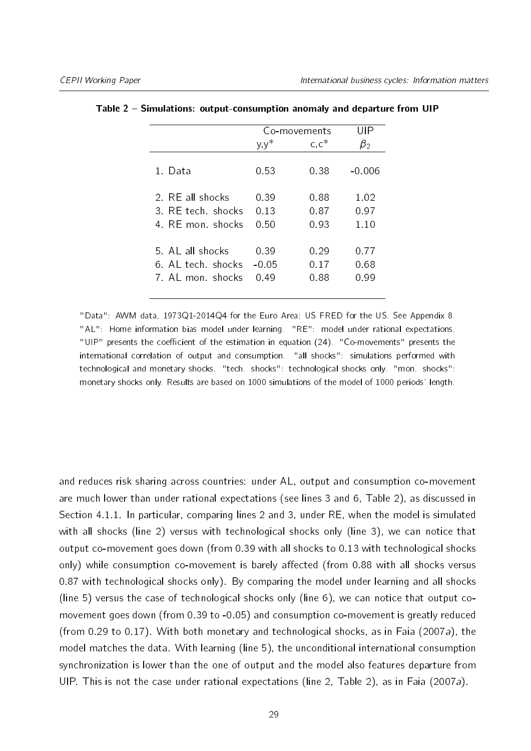**Table 2 – Simulations: output-consumption anomaly and departure from UIP**

| | Co-movements | | UIP |
|---|---|---|---|
| | y,y* | c,c* | $\beta_2$ |
| 1. Data | 0.53 | 0.38 | -0.006 |
| 2. RE all shocks | 0.39 | 0.88 | 1.02 |
| 3. RE tech. shocks | 0.13 | 0.87 | 0.97 |
| 4. RE mon. shocks | 0.50 | 0.93 | 1.10 |
| 5. AL all shocks | 0.39 | 0.29 | 0.77 |
| 6. AL tech. shocks | -0.05 | 0.17 | 0.68 |
| 7. AL mon. shocks | 0.49 | 0.88 | 0.99 |

"Data": AWM data, 1973Q1-2014Q4 for the Euro Area; US FRED for the US. See Appendix 8. "AL": Home information bias model under learning. "RE": model under rational expectations. "UIP" presents the coefficient of the estimation in equation (24). "Co-movements" presents the international correlation of output and consumption. "all shocks": simulations performed with technological and monetary shocks. "tech. shocks": technological shocks only. "mon. shocks": monetary shocks only. Results are based on 1000 simulations of the model of 1000 periods' length.

and reduces risk sharing across countries: under AL, output and consumption co-movement are much lower than under rational expectations (see lines 3 and 6, Table 2), as discussed in Section 4.1.1. In particular, comparing lines 2 and 3, under RE, when the model is simulated with all shocks (line 2) versus with technological shocks only (line 3), we can notice that output co-movement goes down (from 0.39 with all shocks to 0.13 with technological shocks only) while consumption co-movement is barely affected (from 0.88 with all shocks versus 0.87 with technological shocks only). By comparing the model under learning and all shocks (line 5) versus the case of technological shocks only (line 6), we can notice that output co-movement goes down (from 0.39 to -0.05) and consumption co-movement is greatly reduced (from 0.29 to 0.17). With both monetary and technological shocks, as in Faia (2007*a*), the model matches the data. With learning (line 5), the unconditional international consumption synchronization is lower than the one of output and the model also features departure from UIP. This is not the case under rational expectations (line 2, Table 2), as in Faia (2007*a*).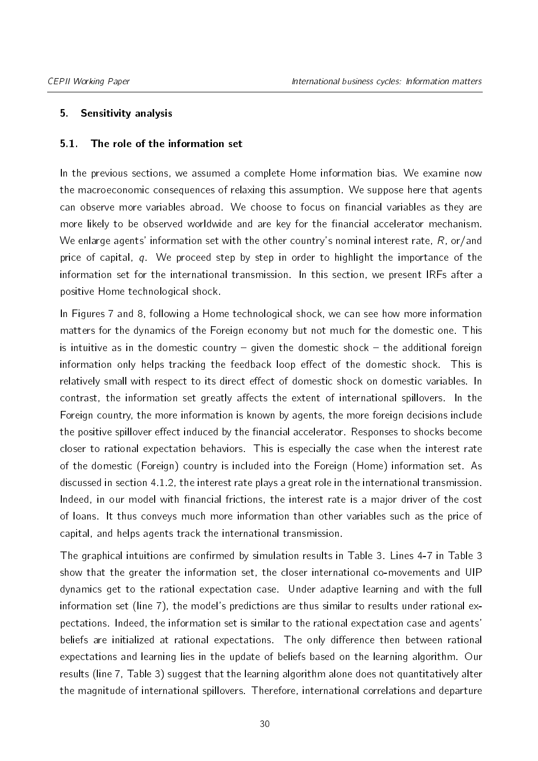## 5. Sensitivity analysis

### 5.1. The role of the information set

In the previous sections, we assumed a complete Home information bias. We examine now the macroeconomic consequences of relaxing this assumption. We suppose here that agents can observe more variables abroad. We choose to focus on financial variables as they are more likely to be observed worldwide and are key for the financial accelerator mechanism. We enlarge agents' information set with the other country's nominal interest rate, $R$, or/and price of capital, $q$. We proceed step by step in order to highlight the importance of the information set for the international transmission. In this section, we present IRFs after a positive Home technological shock.

In Figures 7 and 8, following a Home technological shock, we can see how more information matters for the dynamics of the Foreign economy but not much for the domestic one. This is intuitive as in the domestic country – given the domestic shock – the additional foreign information only helps tracking the feedback loop effect of the domestic shock. This is relatively small with respect to its direct effect of domestic shock on domestic variables. In contrast, the information set greatly affects the extent of international spillovers. In the Foreign country, the more information is known by agents, the more foreign decisions include the positive spillover effect induced by the financial accelerator. Responses to shocks become closer to rational expectation behaviors. This is especially the case when the interest rate of the domestic (Foreign) country is included into the Foreign (Home) information set. As discussed in section 4.1.2, the interest rate plays a great role in the international transmission. Indeed, in our model with financial frictions, the interest rate is a major driver of the cost of loans. It thus conveys much more information than other variables such as the price of capital, and helps agents track the international transmission.

The graphical intuitions are confirmed by simulation results in Table 3. Lines 4-7 in Table 3 show that the greater the information set, the closer international co-movements and UIP dynamics get to the rational expectation case. Under adaptive learning and with the full information set (line 7), the model's predictions are thus similar to results under rational expectations. Indeed, the information set is similar to the rational expectation case and agents' beliefs are initialized at rational expectations. The only difference then between rational expectations and learning lies in the update of beliefs based on the learning algorithm. Our results (line 7, Table 3) suggest that the learning algorithm alone does not quantitatively alter the magnitude of international spillovers. Therefore, international correlations and departure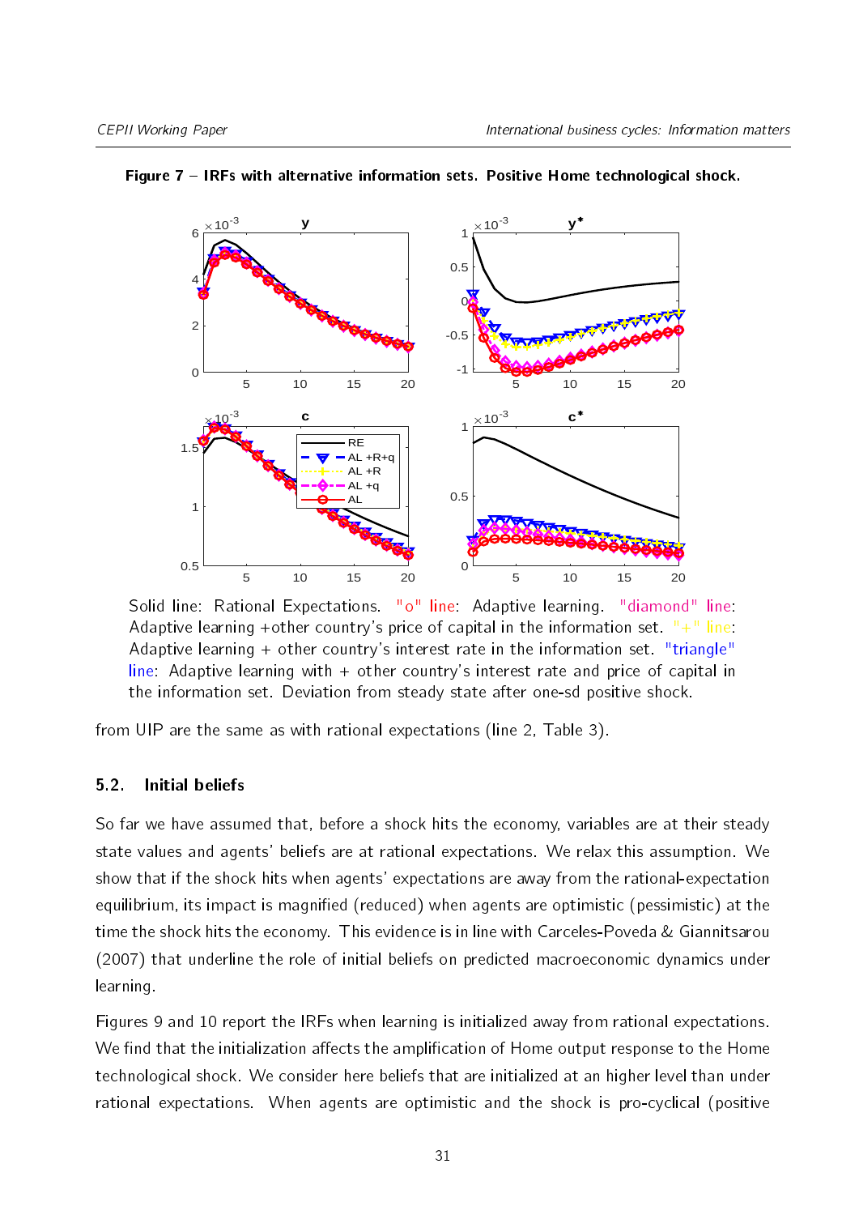**Figure 7 – IRFs with alternative information sets. Positive Home technological shock.**

Solid line: Rational Expectations. "o" line: Adaptive learning. "diamond" line: Adaptive learning +other country's price of capital in the information set. "+" line: Adaptive learning + other country's interest rate in the information set. "triangle" line: Adaptive learning with + other country's interest rate and price of capital in the information set. Deviation from steady state after one-sd positive shock.

from UIP are the same as with rational expectations (line 2, Table 3).

### 5.2. Initial beliefs

So far we have assumed that, before a shock hits the economy, variables are at their steady state values and agents' beliefs are at rational expectations. We relax this assumption. We show that if the shock hits when agents' expectations are away from the rational-expectation equilibrium, its impact is magnified (reduced) when agents are optimistic (pessimistic) at the time the shock hits the economy. This evidence is in line with Carceles-Poveda & Giannitsarou (2007) that underline the role of initial beliefs on predicted macroeconomic dynamics under learning.

Figures 9 and 10 report the IRFs when learning is initialized away from rational expectations. We find that the initialization affects the amplification of Home output response to the Home technological shock. We consider here beliefs that are initialized at an higher level than under rational expectations. When agents are optimistic and the shock is pro-cyclical (positive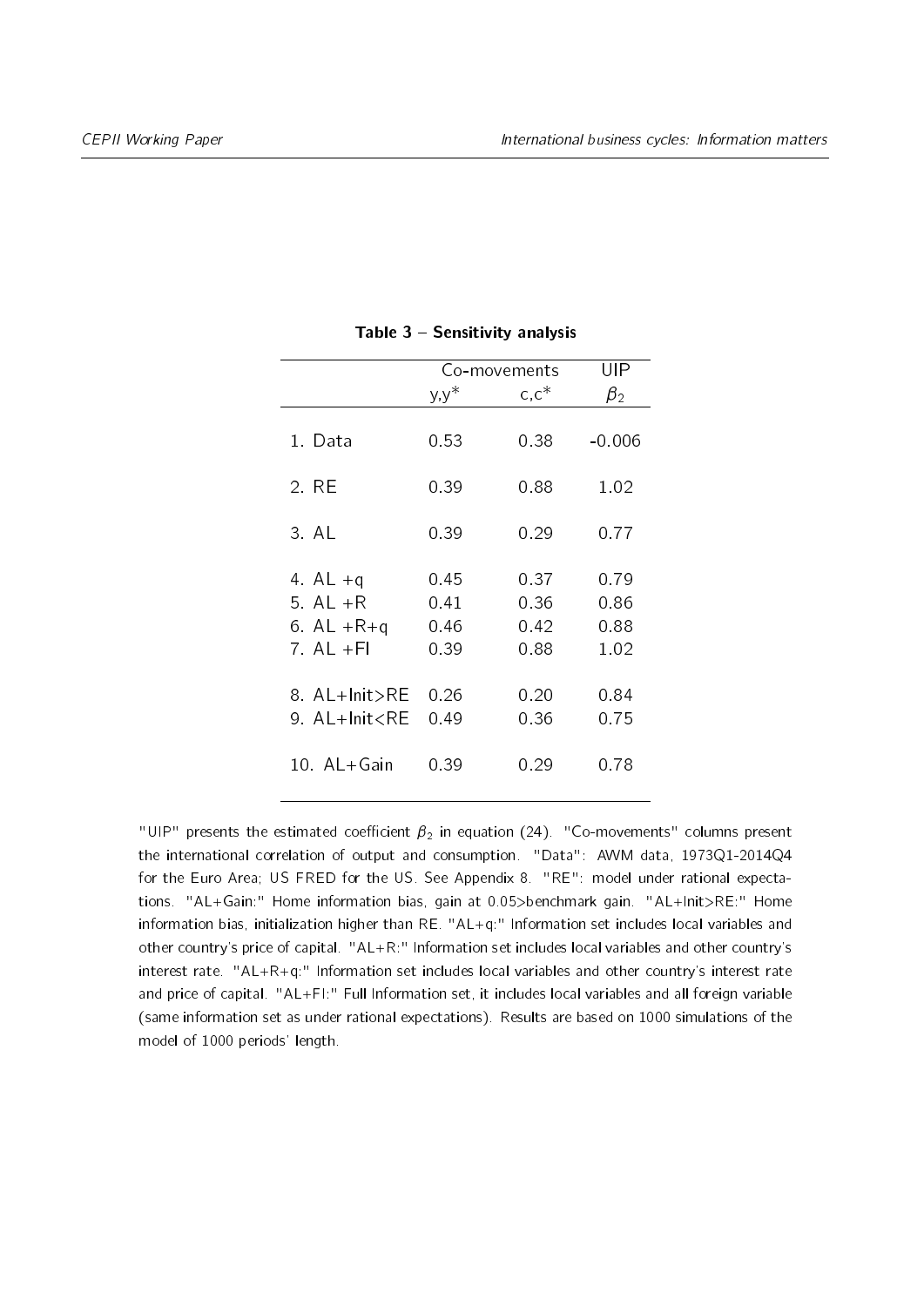**Table 3 – Sensitivity analysis**

| | Co-movements | | UIP |
|---|---|---|---|
| | y,y* | c,c* | $\beta_2$ |
| 1. Data | 0.53 | 0.38 | -0.006 |
| 2. RE | 0.39 | 0.88 | 1.02 |
| 3. AL | 0.39 | 0.29 | 0.77 |
| 4. AL +q | 0.45 | 0.37 | 0.79 |
| 5. AL +R | 0.41 | 0.36 | 0.86 |
| 6. AL +R+q | 0.46 | 0.42 | 0.88 |
| 7. AL +FI | 0.39 | 0.88 | 1.02 |
| 8. AL+Init>RE | 0.26 | 0.20 | 0.84 |
| 9. AL+Init<RE | 0.49 | 0.36 | 0.75 |
| 10. AL+Gain | 0.39 | 0.29 | 0.78 |

"UIP" presents the estimated coefficient $\beta_2$ in equation (24). "Co-movements" columns present the international correlation of output and consumption. "Data": AWM data, 1973Q1-2014Q4 for the Euro Area; US FRED for the US. See Appendix 8. "RE": model under rational expectations. "AL+Gain:" Home information bias, gain at 0.05>benchmark gain. "AL+Init>RE:" Home information bias, initialization higher than RE. "AL+q:" Information set includes local variables and other country's price of capital. "AL+R:" Information set includes local variables and other country's interest rate. "AL+R+q:" Information set includes local variables and other country's interest rate and price of capital. "AL+FI:" Full Information set, it includes local variables and all foreign variable (same information set as under rational expectations). Results are based on 1000 simulations of the model of 1000 periods' length.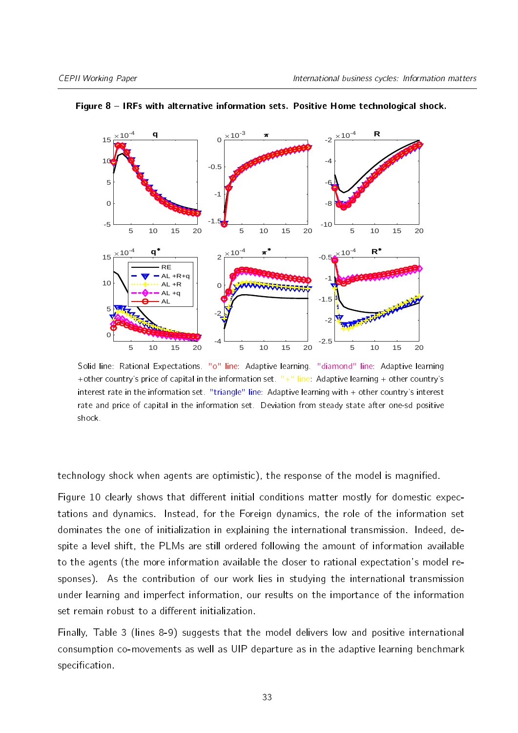**Figure 8 – IRFs with alternative information sets. Positive Home technological shock.**

Solid line: Rational Expectations. "o" line: Adaptive learning. "diamond" line: Adaptive learning +other country's price of capital in the information set. "+" line: Adaptive learning + other country's interest rate in the information set. "triangle" line: Adaptive learning with + other country's interest rate and price of capital in the information set. Deviation from steady state after one-sd positive shock.

technology shock when agents are optimistic), the response of the model is magnified.

Figure 10 clearly shows that different initial conditions matter mostly for domestic expectations and dynamics. Instead, for the Foreign dynamics, the role of the information set dominates the one of initialization in explaining the international transmission. Indeed, despite a level shift, the PLMs are still ordered following the amount of information available to the agents (the more information available the closer to rational expectation's model responses). As the contribution of our work lies in studying the international transmission under learning and imperfect information, our results on the importance of the information set remain robust to a different initialization.

Finally, Table 3 (lines 8-9) suggests that the model delivers low and positive international consumption co-movements as well as UIP departure as in the adaptive learning benchmark specification.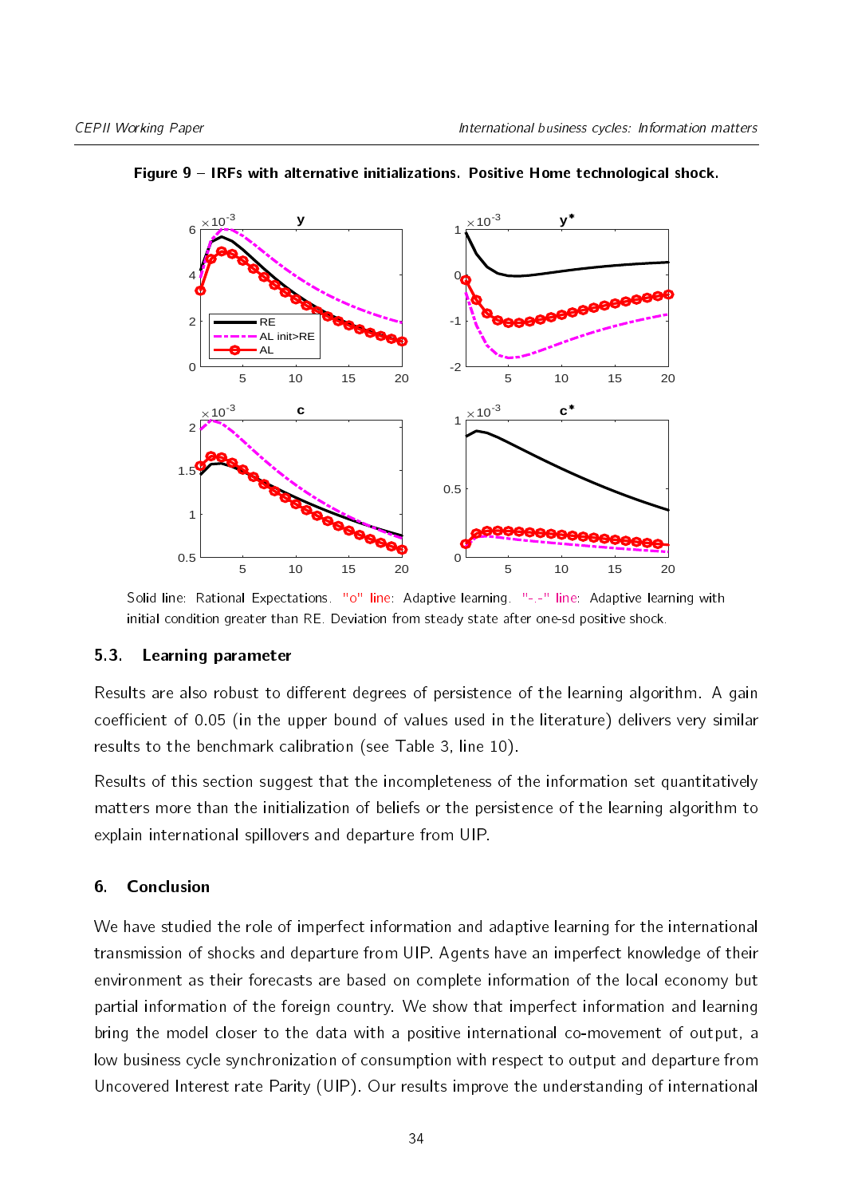**Figure 9 – IRFs with alternative initializations. Positive Home technological shock.**

Solid line: Rational Expectations. "o" line: Adaptive learning. "-.-" line: Adaptive learning with initial condition greater than RE. Deviation from steady state after one-sd positive shock.

### 5.3. Learning parameter

Results are also robust to different degrees of persistence of the learning algorithm. A gain coefficient of 0.05 (in the upper bound of values used in the literature) delivers very similar results to the benchmark calibration (see Table 3, line 10).

Results of this section suggest that the incompleteness of the information set quantitatively matters more than the initialization of beliefs or the persistence of the learning algorithm to explain international spillovers and departure from UIP.

## 6. Conclusion

We have studied the role of imperfect information and adaptive learning for the international transmission of shocks and departure from UIP. Agents have an imperfect knowledge of their environment as their forecasts are based on complete information of the local economy but partial information of the foreign country. We show that imperfect information and learning bring the model closer to the data with a positive international co-movement of output, a low business cycle synchronization of consumption with respect to output and departure from Uncovered Interest rate Parity (UIP). Our results improve the understanding of international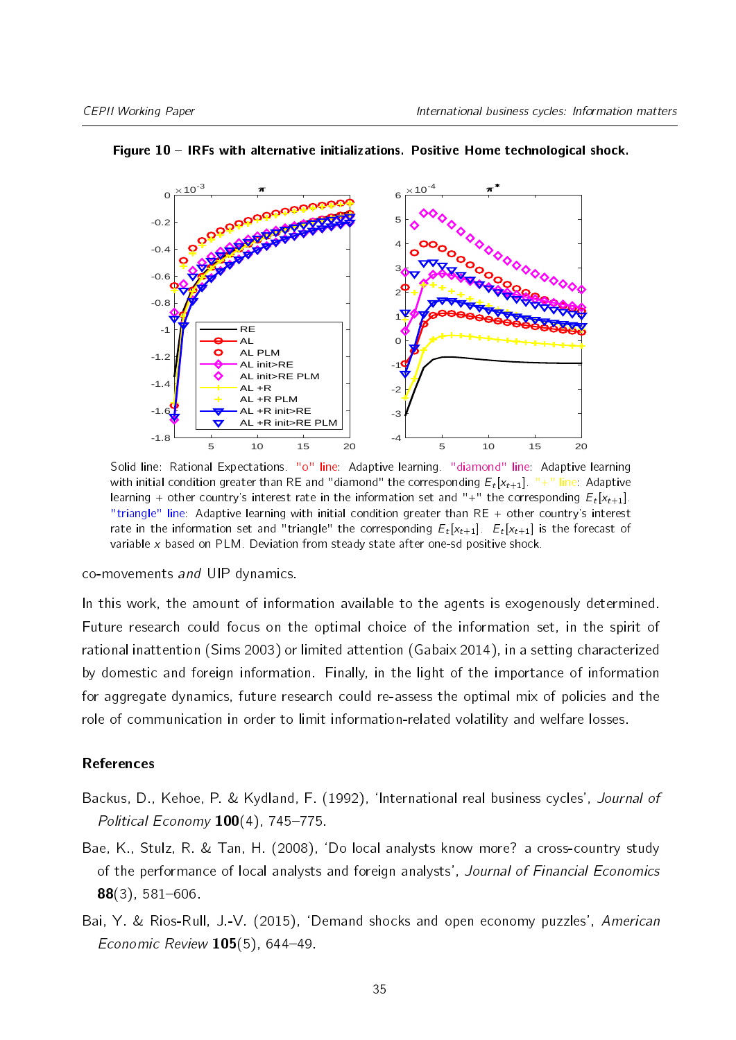**Figure 10 – IRFs with alternative initializations. Positive Home technological shock.**

Solid line: Rational Expectations. "o" line: Adaptive learning. "diamond" line: Adaptive learning with initial condition greater than RE and "diamond" the corresponding $E_t[x_{t+1}]$. "+" line: Adaptive learning + other country's interest rate in the information set and "+" the corresponding $E_t[x_{t+1}]$. "triangle" line: Adaptive learning with initial condition greater than RE + other country's interest rate in the information set and "triangle" the corresponding $E_t[x_{t+1}]$. $E_t[x_{t+1}]$ is the forecast of variable $x$ based on PLM. Deviation from steady state after one-sd positive shock.

co-movements *and* UIP dynamics.

In this work, the amount of information available to the agents is exogenously determined. Future research could focus on the optimal choice of the information set, in the spirit of rational inattention (Sims 2003) or limited attention (Gabaix 2014), in a setting characterized by domestic and foreign information. Finally, in the light of the importance of information for aggregate dynamics, future research could re-assess the optimal mix of policies and the role of communication in order to limit information-related volatility and welfare losses.

## References

Backus, D., Kehoe, P. & Kydland, F. (1992), 'International real business cycles', *Journal of Political Economy* **100**(4), 745–775.

Bae, K., Stulz, R. & Tan, H. (2008), 'Do local analysts know more? a cross-country study of the performance of local analysts and foreign analysts', *Journal of Financial Economics* **88**(3), 581–606.

Bai, Y. & Rios-Rull, J.-V. (2015), 'Demand shocks and open economy puzzles', *American Economic Review* **105**(5), 644–49.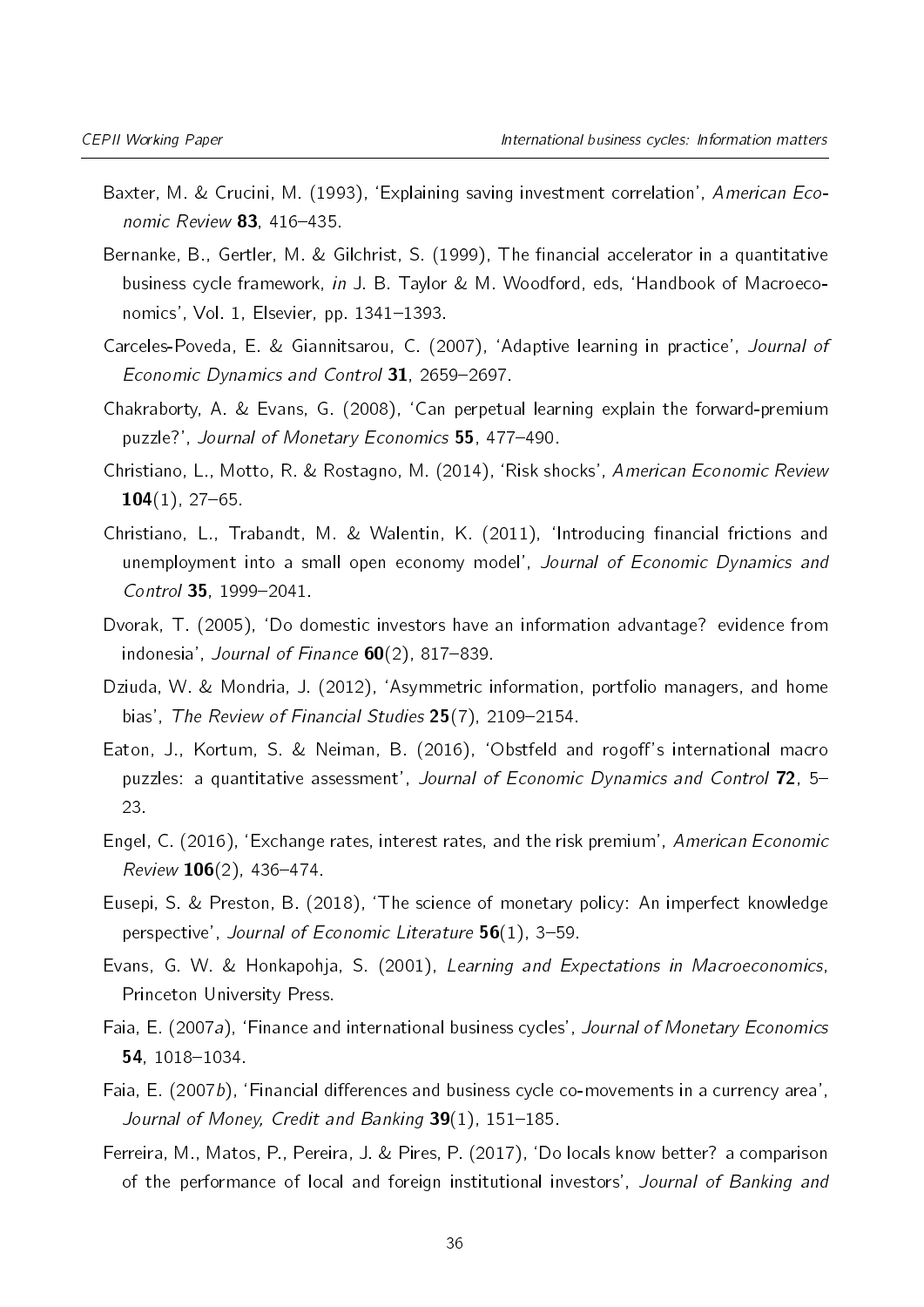Baxter, M. & Crucini, M. (1993), 'Explaining saving investment correlation', *American Economic Review* **83**, 416–435.

Bernanke, B., Gertler, M. & Gilchrist, S. (1999), The financial accelerator in a quantitative business cycle framework, *in* J. B. Taylor & M. Woodford, eds, 'Handbook of Macroeconomics', Vol. 1, Elsevier, pp. 1341–1393.

Carceles-Poveda, E. & Giannitsarou, C. (2007), 'Adaptive learning in practice', *Journal of Economic Dynamics and Control* **31**, 2659–2697.

Chakraborty, A. & Evans, G. (2008), 'Can perpetual learning explain the forward-premium puzzle?', *Journal of Monetary Economics* **55**, 477–490.

Christiano, L., Motto, R. & Rostagno, M. (2014), 'Risk shocks', *American Economic Review* **104**(1), 27–65.

Christiano, L., Trabandt, M. & Walentin, K. (2011), 'Introducing financial frictions and unemployment into a small open economy model', *Journal of Economic Dynamics and Control* **35**, 1999–2041.

Dvorak, T. (2005), 'Do domestic investors have an information advantage? evidence from indonesia', *Journal of Finance* **60**(2), 817–839.

Dziuda, W. & Mondria, J. (2012), 'Asymmetric information, portfolio managers, and home bias', *The Review of Financial Studies* **25**(7), 2109–2154.

Eaton, J., Kortum, S. & Neiman, B. (2016), 'Obstfeld and rogoff's international macro puzzles: a quantitative assessment', *Journal of Economic Dynamics and Control* **72**, 5–23.

Engel, C. (2016), 'Exchange rates, interest rates, and the risk premium', *American Economic Review* **106**(2), 436–474.

Eusepi, S. & Preston, B. (2018), 'The science of monetary policy: An imperfect knowledge perspective', *Journal of Economic Literature* **56**(1), 3–59.

Evans, G. W. & Honkapohja, S. (2001), *Learning and Expectations in Macroeconomics*, Princeton University Press.

Faia, E. (2007*a*), 'Finance and international business cycles', *Journal of Monetary Economics* **54**, 1018–1034.

Faia, E. (2007*b*), 'Financial differences and business cycle co-movements in a currency area', *Journal of Money, Credit and Banking* **39**(1), 151–185.

Ferreira, M., Matos, P., Pereira, J. & Pires, P. (2017), 'Do locals know better? a comparison of the performance of local and foreign institutional investors', *Journal of Banking and*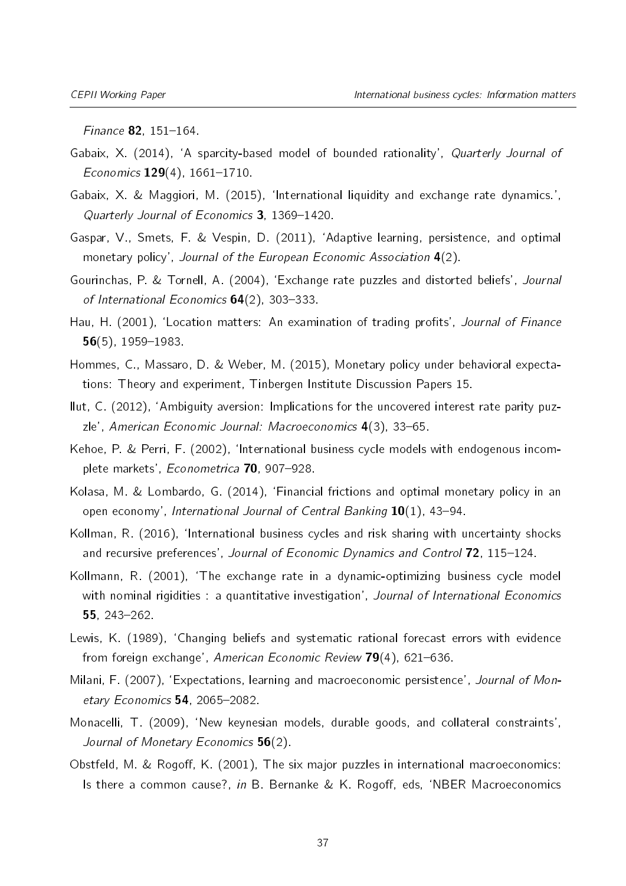*Finance* **82**, 151–164.

Gabaix, X. (2014), 'A sparcity-based model of bounded rationality', *Quarterly Journal of Economics* **129**(4), 1661–1710.

Gabaix, X. & Maggiori, M. (2015), 'International liquidity and exchange rate dynamics.', *Quarterly Journal of Economics* **3**, 1369–1420.

Gaspar, V., Smets, F. & Vespin, D. (2011), 'Adaptive learning, persistence, and optimal monetary policy', *Journal of the European Economic Association* **4**(2).

Gourinchas, P. & Tornell, A. (2004), 'Exchange rate puzzles and distorted beliefs', *Journal of International Economics* **64**(2), 303–333.

Hau, H. (2001), 'Location matters: An examination of trading profits', *Journal of Finance* **56**(5), 1959–1983.

Hommes, C., Massaro, D. & Weber, M. (2015), Monetary policy under behavioral expectations: Theory and experiment, Tinbergen Institute Discussion Papers 15.

Ilut, C. (2012), 'Ambiguity aversion: Implications for the uncovered interest rate parity puzzle', *American Economic Journal: Macroeconomics* **4**(3), 33–65.

Kehoe, P. & Perri, F. (2002), 'International business cycle models with endogenous incomplete markets', *Econometrica* **70**, 907–928.

Kolasa, M. & Lombardo, G. (2014), 'Financial frictions and optimal monetary policy in an open economy', *International Journal of Central Banking* **10**(1), 43–94.

Kollman, R. (2016), 'International business cycles and risk sharing with uncertainty shocks and recursive preferences', *Journal of Economic Dynamics and Control* **72**, 115–124.

Kollmann, R. (2001), 'The exchange rate in a dynamic-optimizing business cycle model with nominal rigidities : a quantitative investigation', *Journal of International Economics* **55**, 243–262.

Lewis, K. (1989), 'Changing beliefs and systematic rational forecast errors with evidence from foreign exchange', *American Economic Review* **79**(4), 621–636.

Milani, F. (2007), 'Expectations, learning and macroeconomic persistence', *Journal of Monetary Economics* **54**, 2065–2082.

Monacelli, T. (2009), 'New keynesian models, durable goods, and collateral constraints', *Journal of Monetary Economics* **56**(2).

Obstfeld, M. & Rogoff, K. (2001), The six major puzzles in international macroeconomics: Is there a common cause?, *in* B. Bernanke & K. Rogoff, eds, 'NBER Macroeconomics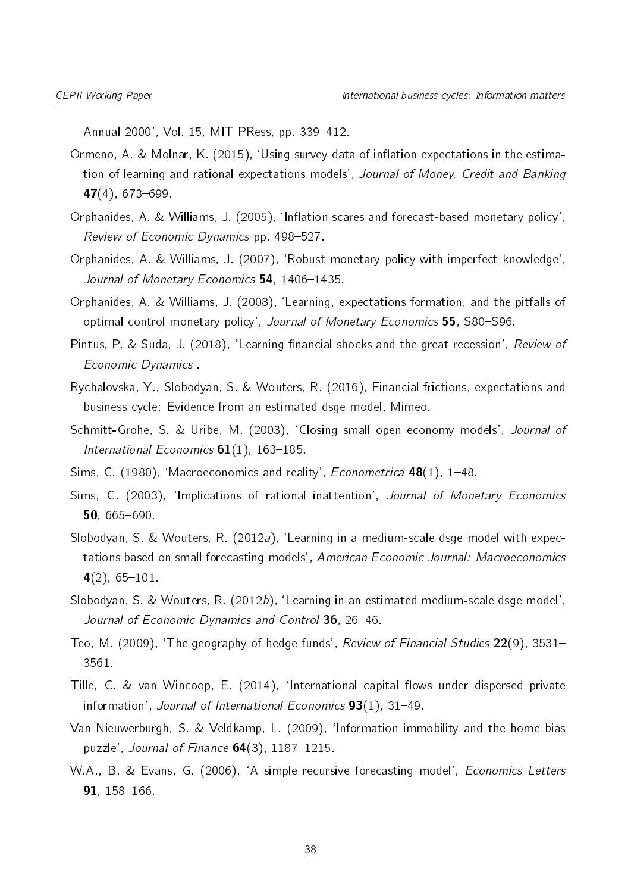Annual 2000', Vol. 15, MIT PRess, pp. 339–412.

Ormeno, A. & Molnar, K. (2015), 'Using survey data of inflation expectations in the estimation of learning and rational expectations models', *Journal of Money, Credit and Banking* **47**(4), 673–699.

Orphanides, A. & Williams, J. (2005), 'Inflation scares and forecast-based monetary policy', *Review of Economic Dynamics* pp. 498–527.

Orphanides, A. & Williams, J. (2007), 'Robust monetary policy with imperfect knowledge', *Journal of Monetary Economics* **54**, 1406–1435.

Orphanides, A. & Williams, J. (2008), 'Learning, expectations formation, and the pitfalls of optimal control monetary policy', *Journal of Monetary Economics* **55**, S80–S96.

Pintus, P. & Suda, J. (2018), 'Learning financial shocks and the great recession', *Review of Economic Dynamics* .

Rychalovska, Y., Slobodyan, S. & Wouters, R. (2016), Financial frictions, expectations and business cycle: Evidence from an estimated dsge model, Mimeo.

Schmitt-Grohe, S. & Uribe, M. (2003), 'Closing small open economy models', *Journal of International Economics* **61**(1), 163–185.

Sims, C. (1980), 'Macroeconomics and reality', *Econometrica* **48**(1), 1–48.

Sims, C. (2003), 'Implications of rational inattention', *Journal of Monetary Economics* **50**, 665–690.

Slobodyan, S. & Wouters, R. (2012*a*), 'Learning in a medium-scale dsge model with expectations based on small forecasting models', *American Economic Journal: Macroeconomics* **4**(2), 65–101.

Slobodyan, S. & Wouters, R. (2012*b*), 'Learning in an estimated medium-scale dsge model', *Journal of Economic Dynamics and Control* **36**, 26–46.

Teo, M. (2009), 'The geography of hedge funds', *Review of Financial Studies* **22**(9), 3531–3561.

Tille, C. & van Wincoop, E. (2014), 'International capital flows under dispersed private information', *Journal of International Economics* **93**(1), 31–49.

Van Nieuwerburgh, S. & Veldkamp, L. (2009), 'Information immobility and the home bias puzzle', *Journal of Finance* **64**(3), 1187–1215.

W.A., B. & Evans, G. (2006), 'A simple recursive forecasting model', *Economics Letters* **91**, 158–166.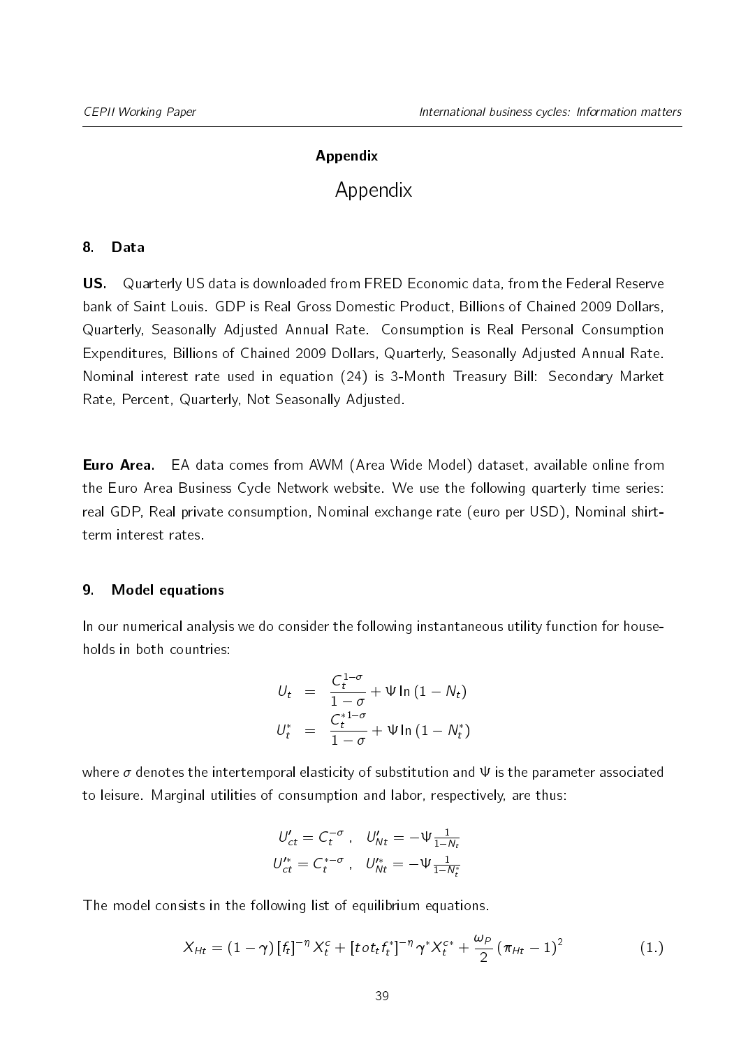**Appendix**

# Appendix

## 8. Data

**US.** Quarterly US data is downloaded from FRED Economic data, from the Federal Reserve bank of Saint Louis. GDP is Real Gross Domestic Product, Billions of Chained 2009 Dollars, Quarterly, Seasonally Adjusted Annual Rate. Consumption is Real Personal Consumption Expenditures, Billions of Chained 2009 Dollars, Quarterly, Seasonally Adjusted Annual Rate. Nominal interest rate used in equation (24) is 3-Month Treasury Bill: Secondary Market Rate, Percent, Quarterly, Not Seasonally Adjusted.

**Euro Area.** EA data comes from AWM (Area Wide Model) dataset, available online from the Euro Area Business Cycle Network website. We use the following quarterly time series: real GDP, Real private consumption, Nominal exchange rate (euro per USD), Nominal shirt-term interest rates.

## 9. Model equations

In our numerical analysis we do consider the following instantaneous utility function for households in both countries:

$$
\begin{aligned}
U_t &= \frac{C_t^{1-\sigma}}{1-\sigma} + \Psi \ln(1 - N_t) \\
U_t^* &= \frac{C_t^{*1-\sigma}}{1-\sigma} + \Psi \ln(1 - N_t^*)
\end{aligned}
$$

where $\sigma$ denotes the intertemporal elasticity of substitution and $\Psi$ is the parameter associated to leisure. Marginal utilities of consumption and labor, respectively, are thus:

$$
\begin{aligned}
U'_{ct} = C_t^{-\sigma}\,, \quad U'_{Nt} = -\Psi \tfrac{1}{1-N_t} \\
U'^{*}_{ct} = C_t^{*-\sigma}\,, \quad U'^{*}_{Nt} = -\Psi \tfrac{1}{1-N_t^*}
\end{aligned}
$$

The model consists in the following list of equilibrium equations.

$$
X_{Ht} = (1-\gamma)\,[f_t]^{-\eta}\, X_t^c + [tot_t f_t^*]^{-\eta}\, \gamma^* X_t^{c*} + \frac{\omega_P}{2}\,(\pi_{Ht} - 1)^2 \tag{1.}
$$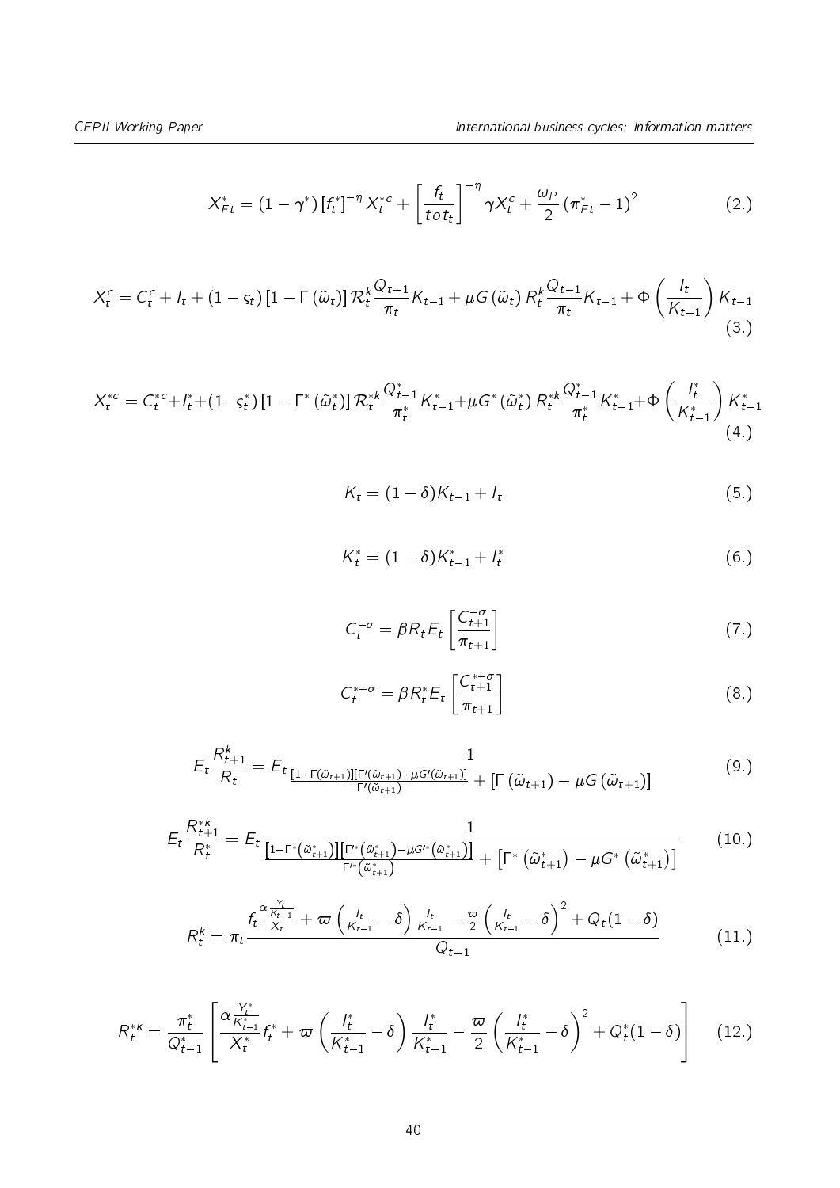$$X^*_{Ft} = (1-\gamma^*)\left[f^*_t\right]^{-\eta} X^{*c}_t + \left[\frac{f_t}{tot_t}\right]^{-\eta} \gamma X^c_t + \frac{\omega_P}{2}\left(\pi^*_{Ft}-1\right)^2 \tag{2.}$$

$$X^c_t = C^c_t + I_t + (1-\varsigma_t)\left[1-\Gamma\left(\tilde{\omega}_t\right)\right]\mathcal{R}^k_t \frac{Q_{t-1}}{\pi_t} K_{t-1} + \mu G\left(\tilde{\omega}_t\right) R^k_t \frac{Q_{t-1}}{\pi_t} K_{t-1} + \Phi\left(\frac{I_t}{K_{t-1}}\right) K_{t-1} \tag{3.}$$

$$X^{*c}_t = C^{*c}_t + I^*_t + (1-\varsigma^*_t)\left[1-\Gamma^*\left(\tilde{\omega}^*_t\right)\right]\mathcal{R}^{*k}_t \frac{Q^*_{t-1}}{\pi^*_t} K^*_{t-1} + \mu G^*\left(\tilde{\omega}^*_t\right) R^{*k}_t \frac{Q^*_{t-1}}{\pi^*_t} K^*_{t-1} + \Phi\left(\frac{I^*_t}{K^*_{t-1}}\right) K^*_{t-1} \tag{4.}$$

$$K_t = (1-\delta)K_{t-1} + I_t \tag{5.}$$

$$K^*_t = (1-\delta)K^*_{t-1} + I^*_t \tag{6.}$$

$$C_t^{-\sigma} = \beta R_t E_t\left[\frac{C_{t+1}^{-\sigma}}{\pi_{t+1}}\right] \tag{7.}$$

$$C_t^{*-\sigma} = \beta R^*_t E_t\left[\frac{C_{t+1}^{*-\sigma}}{\pi_{t+1}}\right] \tag{8.}$$

$$E_t \frac{R^k_{t+1}}{R_t} = E_t \frac{1}{\frac{\left[1-\Gamma(\tilde{\omega}_{t+1})\right]\left[\Gamma'(\tilde{\omega}_{t+1})-\mu G'(\tilde{\omega}_{t+1})\right]}{\Gamma'(\tilde{\omega}_{t+1})} + \left[\Gamma\left(\tilde{\omega}_{t+1}\right) - \mu G\left(\tilde{\omega}_{t+1}\right)\right]} \tag{9.}$$

$$E_t \frac{R^{*k}_{t+1}}{R^*_t} = E_t \frac{1}{\frac{\left[1-\Gamma^*\left(\tilde{\omega}^*_{t+1}\right)\right]\left[\Gamma'^*\left(\tilde{\omega}^*_{t+1}\right)-\mu G'^*\left(\tilde{\omega}^*_{t+1}\right)\right]}{\Gamma'^*\left(\tilde{\omega}^*_{t+1}\right)} + \left[\Gamma^*\left(\tilde{\omega}^*_{t+1}\right) - \mu G^*\left(\tilde{\omega}^*_{t+1}\right)\right]} \tag{10.}$$

$$R^k_t = \pi_t \frac{f_t \frac{\alpha \frac{Y_t}{K_{t-1}}}{X_t} + \varpi\left(\frac{I_t}{K_{t-1}} - \delta\right)\frac{I_t}{K_{t-1}} - \frac{\varpi}{2}\left(\frac{I_t}{K_{t-1}} - \delta\right)^2 + Q_t(1-\delta)}{Q_{t-1}} \tag{11.}$$

$$R^{*k}_t = \frac{\pi^*_t}{Q^*_{t-1}}\left[\frac{\alpha \frac{Y^*_t}{K^*_{t-1}}}{X^*_t} f^*_t + \varpi\left(\frac{I^*_t}{K^*_{t-1}} - \delta\right)\frac{I^*_t}{K^*_{t-1}} - \frac{\varpi}{2}\left(\frac{I^*_t}{K^*_{t-1}} - \delta\right)^2 + Q^*_t(1-\delta)\right] \tag{12.}$$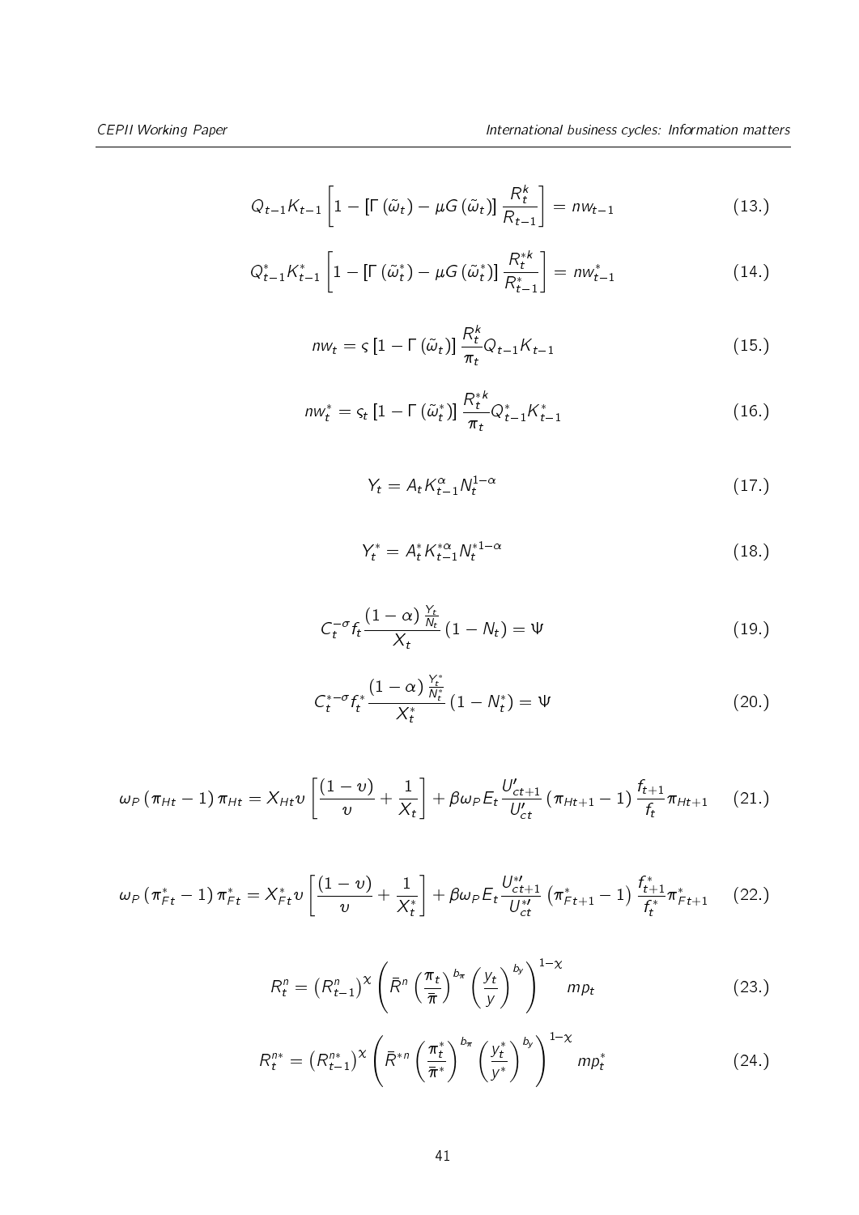$$Q_{t-1}K_{t-1}\left[1-\left[\Gamma\left(\tilde{\omega}_{t}\right)-\mu G\left(\tilde{\omega}_{t}\right)\right]\frac{R_{t}^{k}}{R_{t-1}}\right]=nw_{t-1} \tag{13.}$$

$$Q_{t-1}^{*}K_{t-1}^{*}\left[1-\left[\Gamma\left(\tilde{\omega}_{t}^{*}\right)-\mu G\left(\tilde{\omega}_{t}^{*}\right)\right]\frac{R_{t}^{*k}}{R_{t-1}^{*}}\right]=nw_{t-1}^{*} \tag{14.}$$

$$nw_{t}=\varsigma\left[1-\Gamma\left(\tilde{\omega}_{t}\right)\right]\frac{R_{t}^{k}}{\pi_{t}}Q_{t-1}K_{t-1} \tag{15.}$$

$$nw_{t}^{*}=\varsigma_{t}\left[1-\Gamma\left(\tilde{\omega}_{t}^{*}\right)\right]\frac{R_{t}^{*k}}{\pi_{t}}Q_{t-1}^{*}K_{t-1}^{*} \tag{16.}$$

$$Y_{t}=A_{t}K_{t-1}^{\alpha}N_{t}^{1-\alpha} \tag{17.}$$

$$Y_{t}^{*}=A_{t}^{*}K_{t-1}^{*\alpha}N_{t}^{*1-\alpha} \tag{18.}$$

$$C_{t}^{-\sigma}f_{t}\frac{\left(1-\alpha\right)\frac{Y_{t}}{N_{t}}}{X_{t}}\left(1-N_{t}\right)=\Psi \tag{19.}$$

$$C_{t}^{*-\sigma}f_{t}^{*}\frac{\left(1-\alpha\right)\frac{Y_{t}^{*}}{N_{t}^{*}}}{X_{t}^{*}}\left(1-N_{t}^{*}\right)=\Psi \tag{20.}$$

$$\omega_{P}\left(\pi_{Ht}-1\right)\pi_{Ht}=X_{Ht}\upsilon\left[\frac{\left(1-\upsilon\right)}{\upsilon}+\frac{1}{X_{t}}\right]+\beta\omega_{P}E_{t}\frac{U_{ct+1}'}{U_{ct}'}\left(\pi_{Ht+1}-1\right)\frac{f_{t+1}}{f_{t}}\pi_{Ht+1} \tag{21.}$$

$$\omega_{P}\left(\pi_{Ft}^{*}-1\right)\pi_{Ft}^{*}=X_{Ft}^{*}\upsilon\left[\frac{\left(1-\upsilon\right)}{\upsilon}+\frac{1}{X_{t}^{*}}\right]+\beta\omega_{P}E_{t}\frac{U_{ct+1}^{*\prime}}{U_{ct}^{*\prime}}\left(\pi_{Ft+1}^{*}-1\right)\frac{f_{t+1}^{*}}{f_{t}^{*}}\pi_{Ft+1}^{*} \tag{22.}$$

$$R_{t}^{n}=\left(R_{t-1}^{n}\right)^{\chi}\left(\bar{R}^{n}\left(\frac{\pi_{t}}{\overline{\pi}}\right)^{b_{\pi}}\left(\frac{y_{t}}{y}\right)^{b_{y}}\right)^{1-\chi}mp_{t} \tag{23.}$$

$$R_{t}^{n*}=\left(R_{t-1}^{n*}\right)^{\chi}\left(\bar{R}^{*n}\left(\frac{\pi_{t}^{*}}{\overline{\pi}^{*}}\right)^{b_{\pi}}\left(\frac{y_{t}^{*}}{y^{*}}\right)^{b_{y}}\right)^{1-\chi}mp_{t}^{*} \tag{24.}$$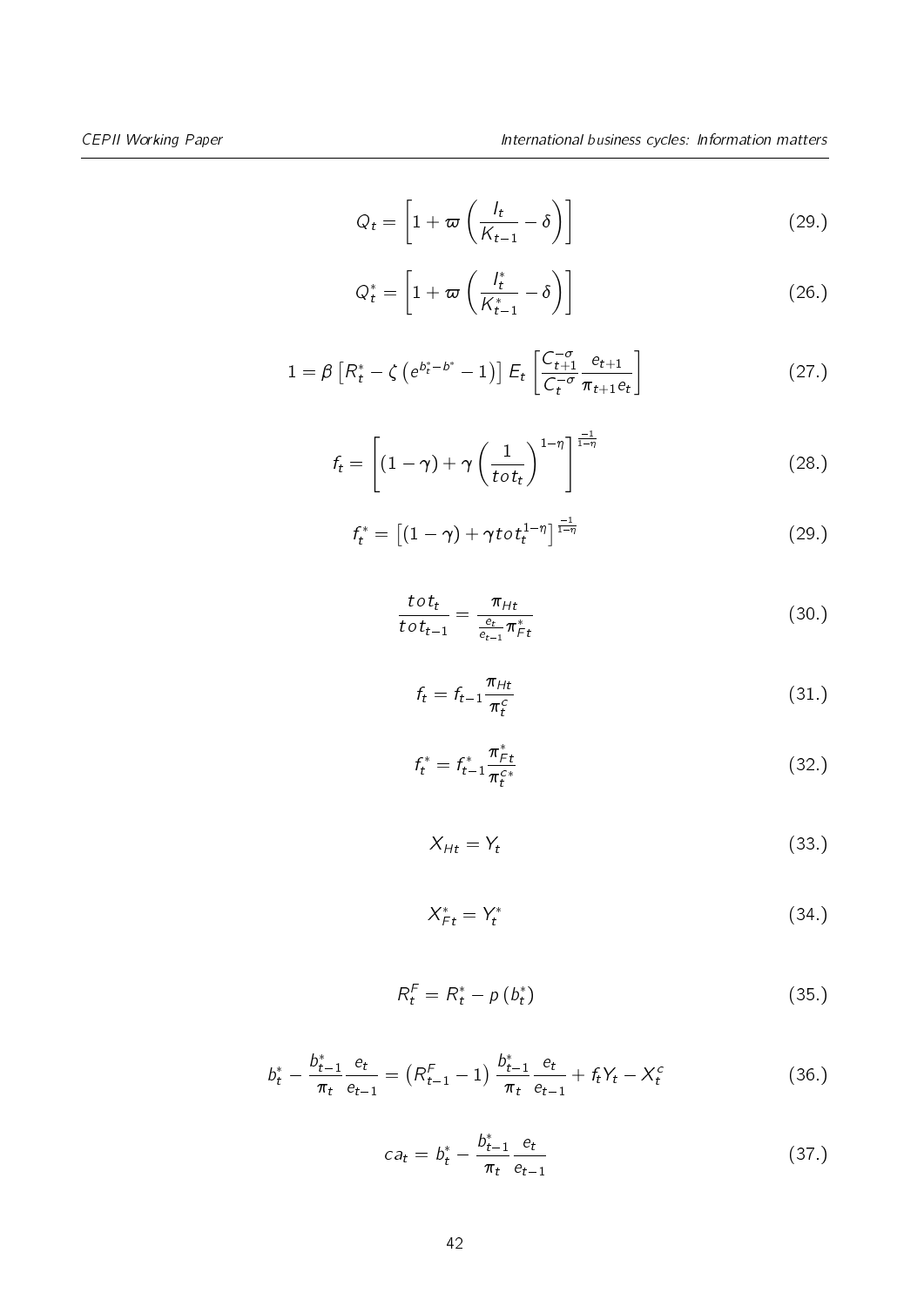$$Q_t = \left[1 + \varpi \left(\frac{I_t}{K_{t-1}} - \delta\right)\right] \tag{29.}$$

$$Q_t^* = \left[1 + \varpi \left(\frac{I_t^*}{K_{t-1}^*} - \delta\right)\right] \tag{26.}$$

$$1 = \beta \left[R_t^* - \zeta \left(e^{b_t^* - b^*} - 1\right)\right] E_t \left[\frac{C_{t+1}^{-\sigma}}{C_t^{-\sigma}} \frac{e_{t+1}}{\pi_{t+1} e_t}\right] \tag{27.}$$

$$f_t = \left[(1-\gamma) + \gamma \left(\frac{1}{tot_t}\right)^{1-\eta}\right]^{\frac{-1}{1-\eta}} \tag{28.}$$

$$f_t^* = \left[(1-\gamma) + \gamma tot_t^{1-\eta}\right]^{\frac{-1}{1-\eta}} \tag{29.}$$

$$\frac{tot_t}{tot_{t-1}} = \frac{\pi_{Ht}}{\frac{e_t}{e_{t-1}} \pi_{Ft}^*} \tag{30.}$$

$$f_t = f_{t-1} \frac{\pi_{Ht}}{\pi_t^c} \tag{31.}$$

$$f_t^* = f_{t-1}^* \frac{\pi_{Ft}^*}{\pi_t^{c*}} \tag{32.}$$

$$X_{Ht} = Y_t \tag{33.}$$

$$X_{Ft}^* = Y_t^* \tag{34.}$$

$$R_t^F = R_t^* - p\left(b_t^*\right) \tag{35.}$$

$$b_t^* - \frac{b_{t-1}^*}{\pi_t} \frac{e_t}{e_{t-1}} = \left(R_{t-1}^F - 1\right) \frac{b_{t-1}^*}{\pi_t} \frac{e_t}{e_{t-1}} + f_t Y_t - X_t^c \tag{36.}$$

$$ca_t = b_t^* - \frac{b_{t-1}^*}{\pi_t} \frac{e_t}{e_{t-1}} \tag{37.}$$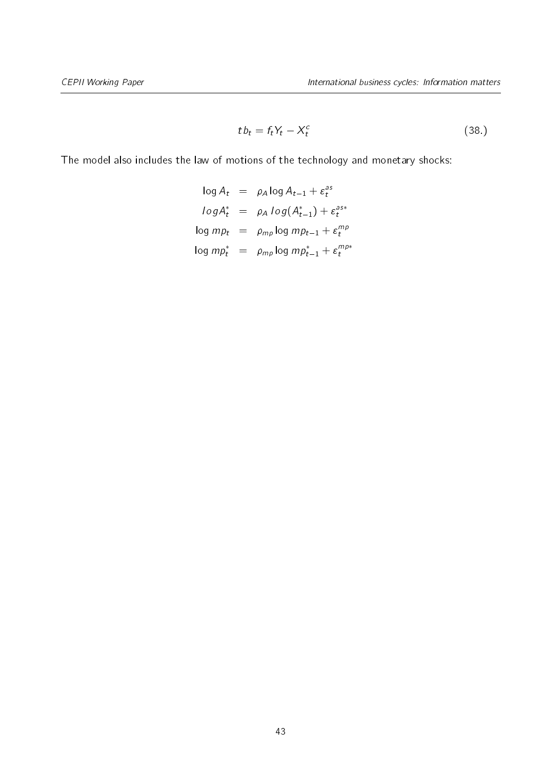$$tb_t = f_t Y_t - X_t^c \tag{38.}$$

The model also includes the law of motions of the technology and monetary shocks:

$$\begin{aligned}
\log A_t &= \rho_A \log A_{t-1} + \varepsilon_t^{as} \\
log A_t^* &= \rho_A \, log(A_{t-1}^*) + \varepsilon_t^{as*} \\
\log mp_t &= \rho_{mp} \log mp_{t-1} + \varepsilon_t^{mp} \\
\log mp_t^* &= \rho_{mp} \log mp_{t-1}^* + \varepsilon_t^{mp*}
\end{aligned}$$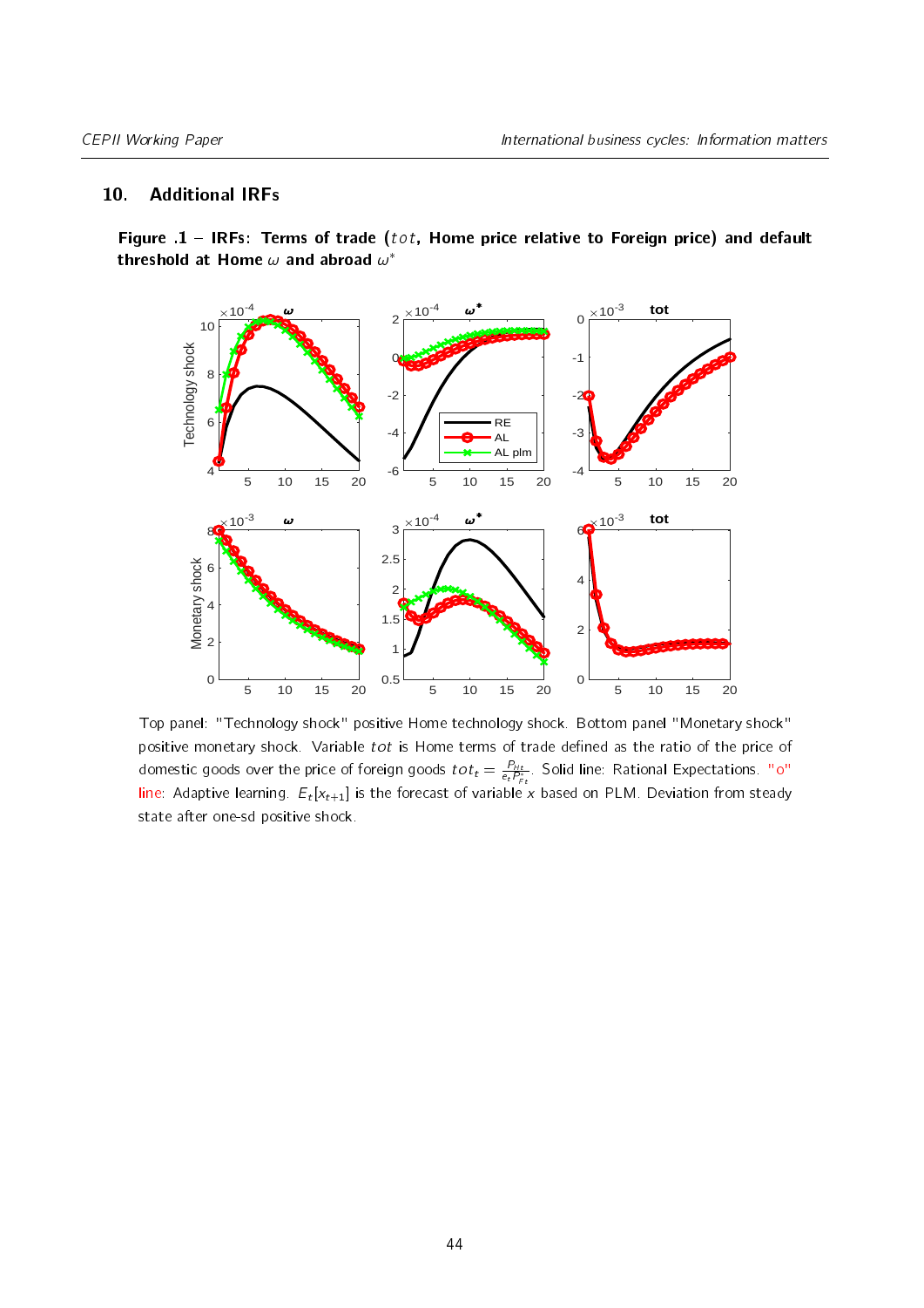## 10. Additional IRFs

**Figure .1 – IRFs: Terms of trade ($tot$, Home price relative to Foreign price) and default threshold at Home $\omega$ and abroad $\omega^*$**

Technology shock

$\times 10^{-4}$ **ω**

10
8
6
4
5 10 15 20

$\times 10^{-4}$ **ω***

2
0
-2
-4
-6
5 10 15 20

RE
AL
AL plm

$\times 10^{-3}$ **tot**

0
-1
-2
-3
-4
5 10 15 20

Monetary shock

$\times 10^{-3}$ **ω**

8
6
4
2
0
5 10 15 20

$\times 10^{-4}$ **ω***

3
2.5
2
1.5
1
0.5
5 10 15 20

$\times 10^{-3}$ **tot**

6
4
2
0
5 10 15 20

Top panel: "Technology shock" positive Home technology shock. Bottom panel "Monetary shock" positive monetary shock. Variable $tot$ is Home terms of trade defined as the ratio of the price of domestic goods over the price of foreign goods $tot_t = \frac{P_{Ht}}{e_t P^*_{Ft}}$. Solid line: Rational Expectations. "o" line: Adaptive learning. $E_t[x_{t+1}]$ is the forecast of variable $x$ based on PLM. Deviation from steady state after one-sd positive shock.